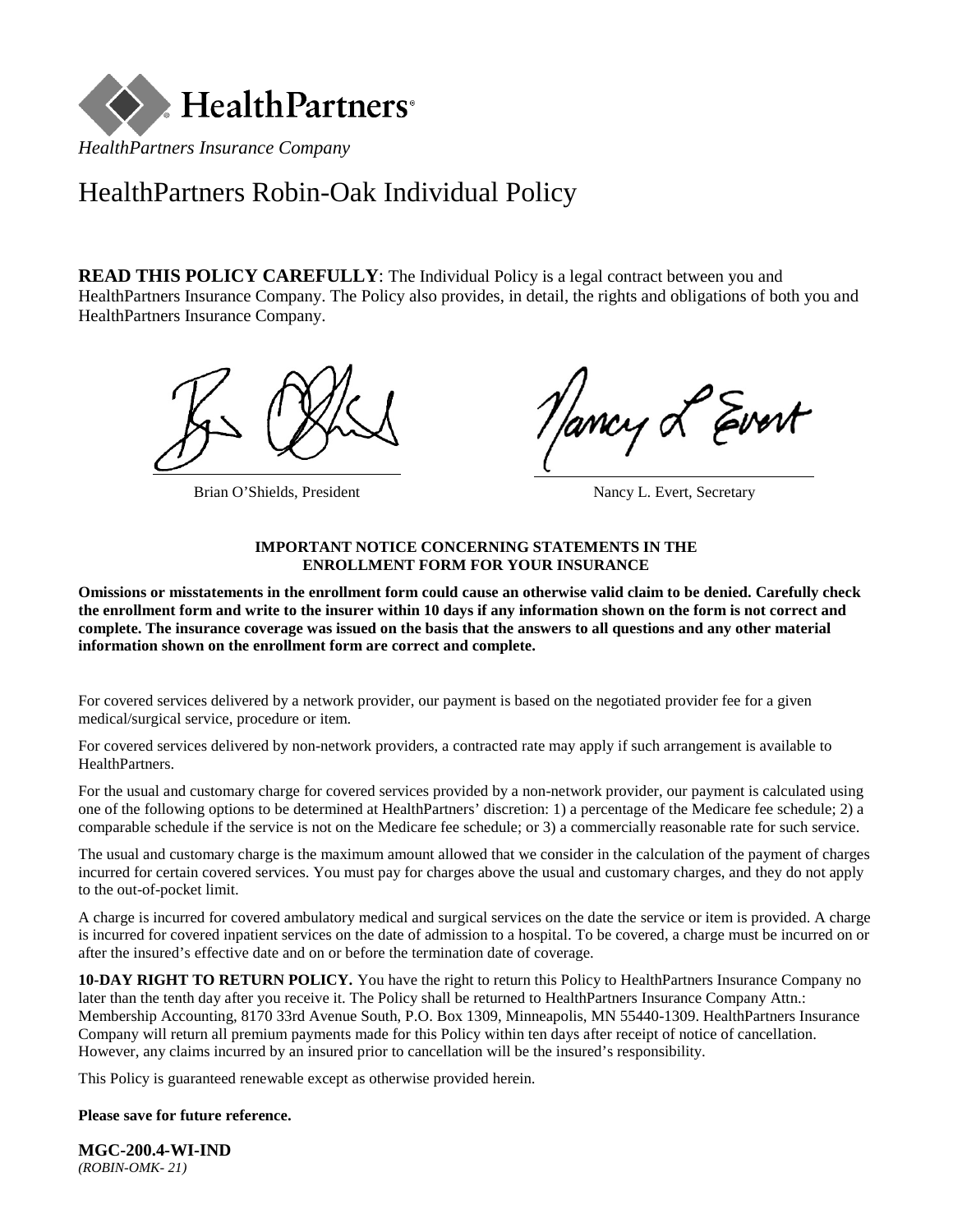HealthPartners®

*HealthPartners Insurance Company*

# HealthPartners Robin-Oak Individual Policy

**READ THIS POLICY CAREFULLY**: The Individual Policy is a legal contract between you and HealthPartners Insurance Company. The Policy also provides, in detail, the rights and obligations of both you and HealthPartners Insurance Company.

Brian O'Shields, President

Nancy L. Evert, Secretary

**IMPORTANT NOTICE CONCERNING STATEMENTS IN THE ENROLLMENT FORM FOR YOUR INSURANCE**

**Omissions or misstatements in the enrollment form could cause an otherwise valid claim to be denied. Carefully check the enrollment form and write to the insurer within 10 days if any information shown on the form is not correct and complete. The insurance coverage was issued on the basis that the answers to all questions and any other material information shown on the enrollment form are correct and complete.**

For covered services delivered by a network provider, our payment is based on the negotiated provider fee for a given medical/surgical service, procedure or item.

For covered services delivered by non-network providers, a contracted rate may apply if such arrangement is available to HealthPartners.

For the usual and customary charge for covered services provided by a non-network provider, our payment is calculated using one of the following options to be determined at HealthPartners' discretion: 1) a percentage of the Medicare fee schedule; 2) a comparable schedule if the service is not on the Medicare fee schedule; or 3) a commercially reasonable rate for such service.

The usual and customary charge is the maximum amount allowed that we consider in the calculation of the payment of charges incurred for certain covered services. You must pay for charges above the usual and customary charges, and they do not apply to the out-of-pocket limit.

A charge is incurred for covered ambulatory medical and surgical services on the date the service or item is provided. A charge is incurred for covered inpatient services on the date of admission to a hospital. To be covered, a charge must be incurred on or after the insured's effective date and on or before the termination date of coverage.

**10-DAY RIGHT TO RETURN POLICY.** You have the right to return this Policy to HealthPartners Insurance Company no later than the tenth day after you receive it. The Policy shall be returned to HealthPartners Insurance Company Attn.: Membership Accounting, 8170 33rd Avenue South, P.O. Box 1309, Minneapolis, MN 55440-1309. HealthPartners Insurance Company will return all premium payments made for this Policy within ten days after receipt of notice of cancellation. However, any claims incurred by an insured prior to cancellation will be the insured's responsibility.

This Policy is guaranteed renewable except as otherwise provided herein.

**Please save for future reference.**

**MGC-200.4-WI-IND**
*(ROBIN-OMK- 21)*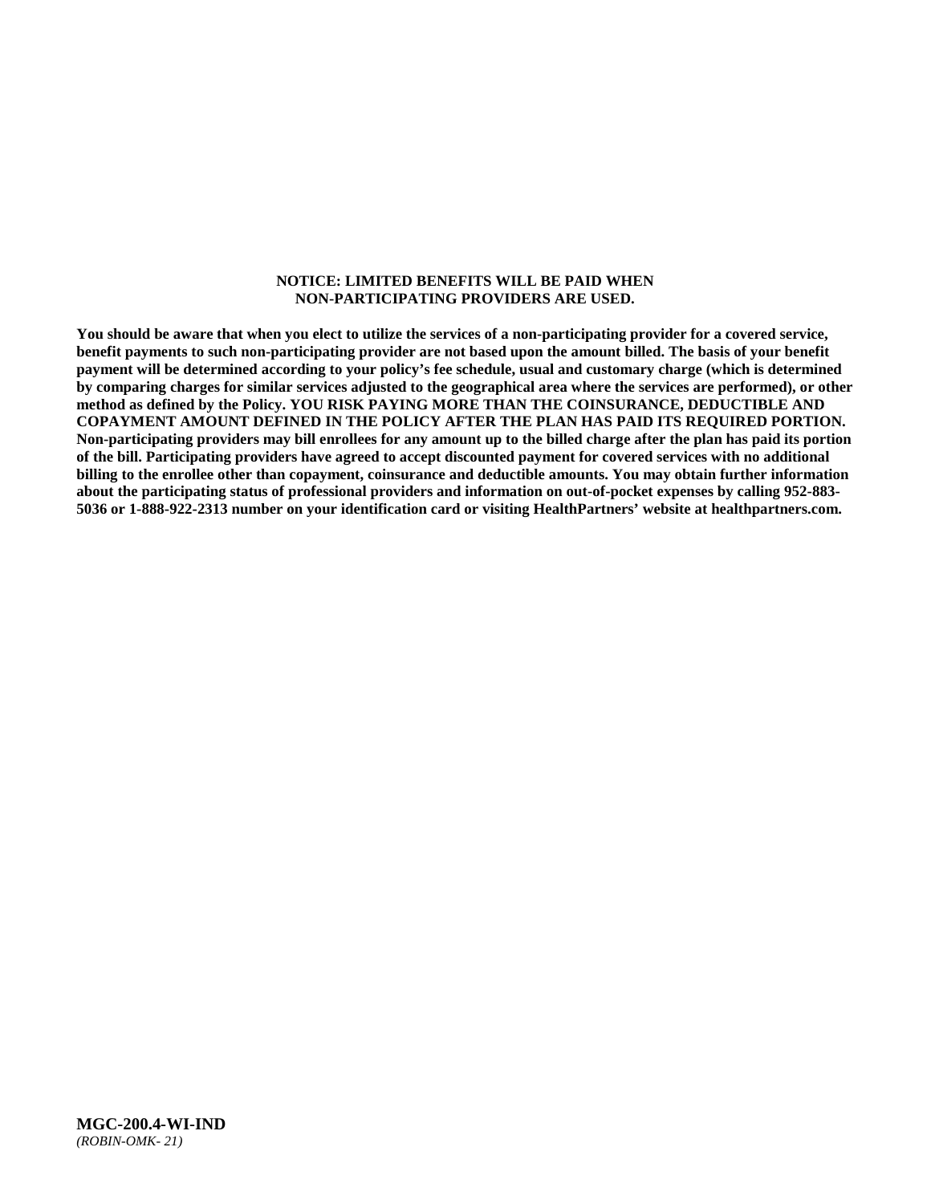**NOTICE: LIMITED BENEFITS WILL BE PAID WHEN NON-PARTICIPATING PROVIDERS ARE USED.**

**You should be aware that when you elect to utilize the services of a non-participating provider for a covered service, benefit payments to such non-participating provider are not based upon the amount billed. The basis of your benefit payment will be determined according to your policy's fee schedule, usual and customary charge (which is determined by comparing charges for similar services adjusted to the geographical area where the services are performed), or other method as defined by the Policy. YOU RISK PAYING MORE THAN THE COINSURANCE, DEDUCTIBLE AND COPAYMENT AMOUNT DEFINED IN THE POLICY AFTER THE PLAN HAS PAID ITS REQUIRED PORTION. Non-participating providers may bill enrollees for any amount up to the billed charge after the plan has paid its portion of the bill. Participating providers have agreed to accept discounted payment for covered services with no additional billing to the enrollee other than copayment, coinsurance and deductible amounts. You may obtain further information about the participating status of professional providers and information on out-of-pocket expenses by calling 952-883-5036 or 1-888-922-2313 number on your identification card or visiting HealthPartners' website at healthpartners.com.**

**MGC-200.4-WI-IND**
*(ROBIN-OMK- 21)*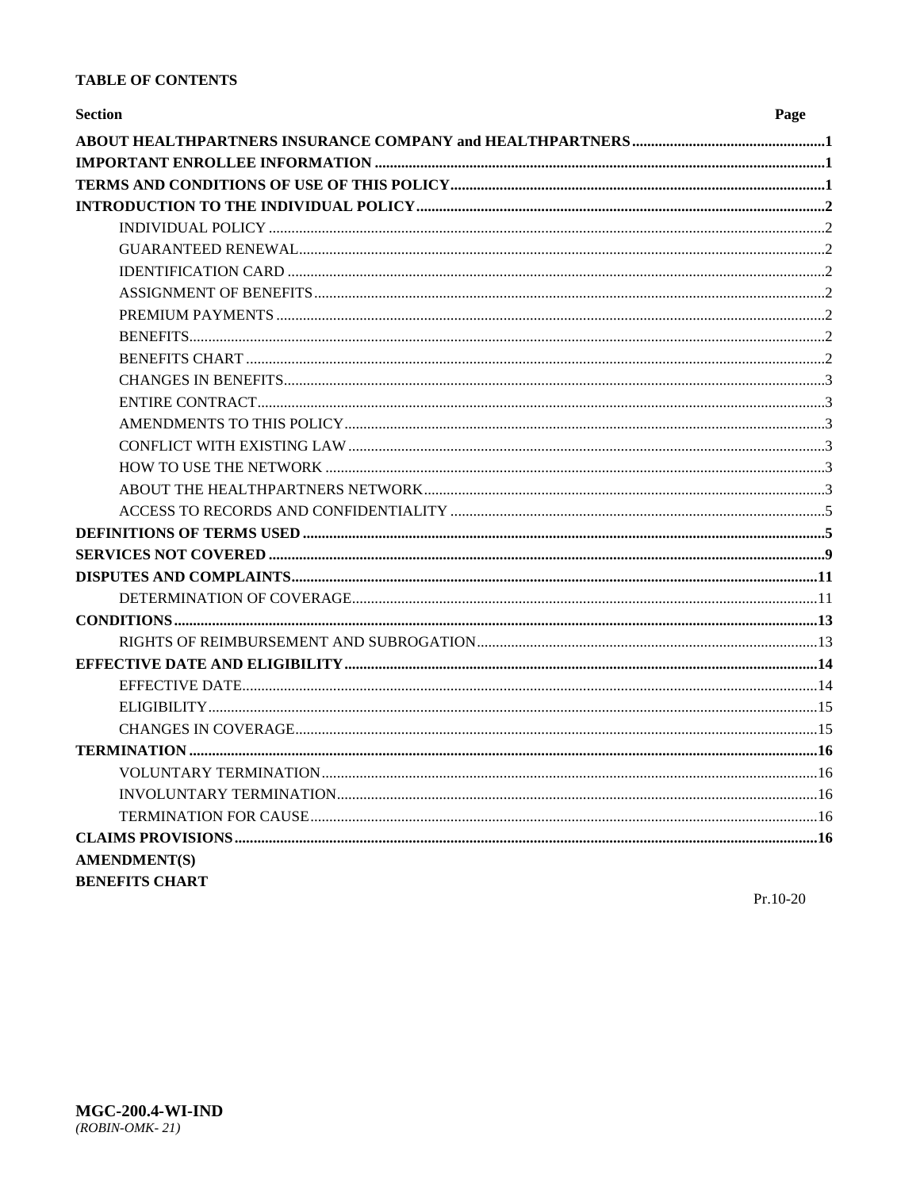## TABLE OF CONTENTS

| Section | Page |
|---|---|
| **ABOUT HEALTHPARTNERS INSURANCE COMPANY and HEALTHPARTNERS** | **1** |
| **IMPORTANT ENROLLEE INFORMATION** | **1** |
| **TERMS AND CONDITIONS OF USE OF THIS POLICY** | **1** |
| **INTRODUCTION TO THE INDIVIDUAL POLICY** | **2** |
| INDIVIDUAL POLICY | 2 |
| GUARANTEED RENEWAL | 2 |
| IDENTIFICATION CARD | 2 |
| ASSIGNMENT OF BENEFITS | 2 |
| PREMIUM PAYMENTS | 2 |
| BENEFITS | 2 |
| BENEFITS CHART | 2 |
| CHANGES IN BENEFITS | 3 |
| ENTIRE CONTRACT | 3 |
| AMENDMENTS TO THIS POLICY | 3 |
| CONFLICT WITH EXISTING LAW | 3 |
| HOW TO USE THE NETWORK | 3 |
| ABOUT THE HEALTHPARTNERS NETWORK | 3 |
| ACCESS TO RECORDS AND CONFIDENTIALITY | 5 |
| **DEFINITIONS OF TERMS USED** | **5** |
| **SERVICES NOT COVERED** | **9** |
| **DISPUTES AND COMPLAINTS** | **11** |
| DETERMINATION OF COVERAGE | 11 |
| **CONDITIONS** | **13** |
| RIGHTS OF REIMBURSEMENT AND SUBROGATION | 13 |
| **EFFECTIVE DATE AND ELIGIBILITY** | **14** |
| EFFECTIVE DATE | 14 |
| ELIGIBILITY | 15 |
| CHANGES IN COVERAGE | 15 |
| **TERMINATION** | **16** |
| VOLUNTARY TERMINATION | 16 |
| INVOLUNTARY TERMINATION | 16 |
| TERMINATION FOR CAUSE | 16 |
| **CLAIMS PROVISIONS** | **16** |
| **AMENDMENT(S)** | |
| **BENEFITS CHART** | |

Pr.10-20

**MGC-200.4-WI-IND**
*(ROBIN-OMK- 21)*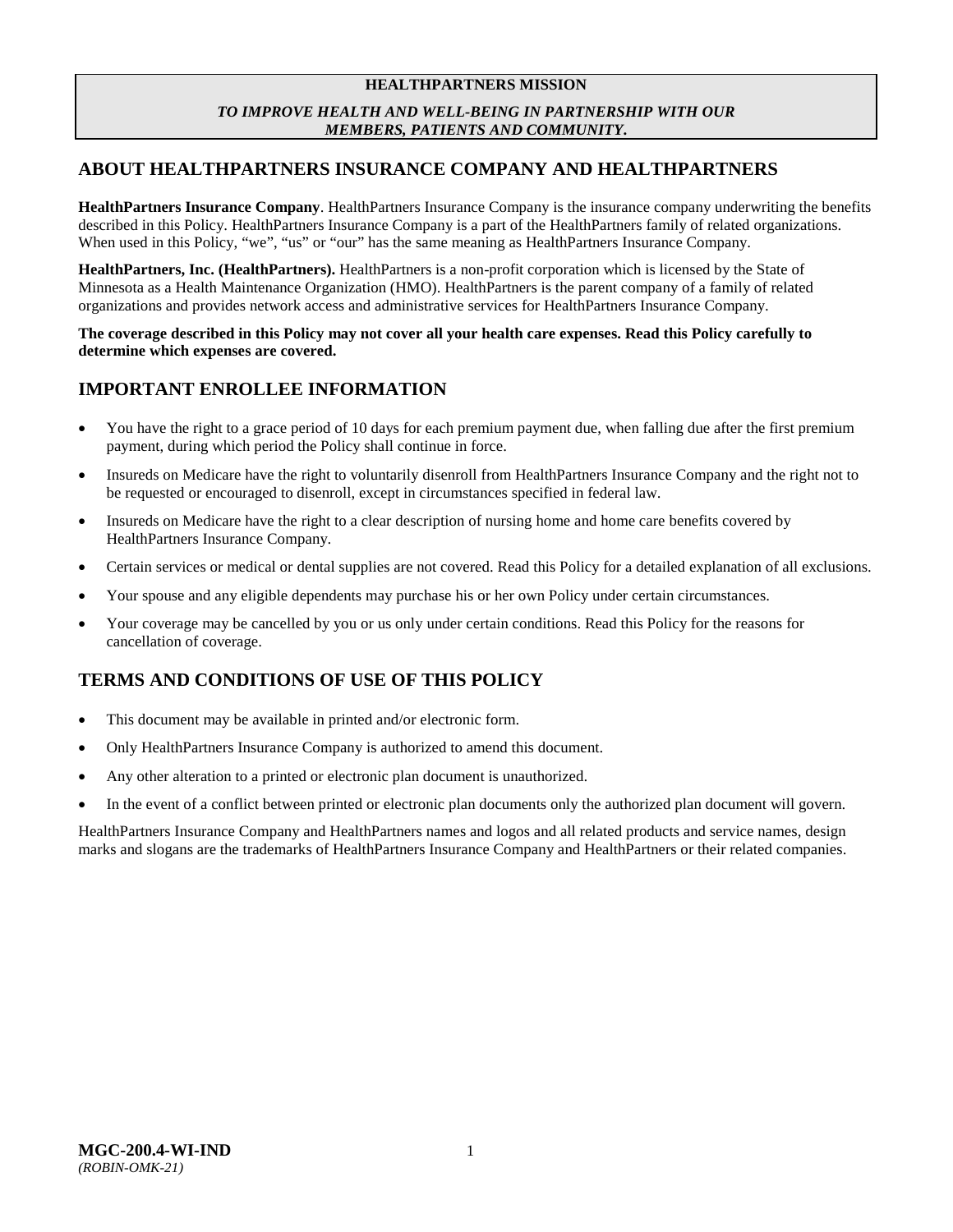**HEALTHPARTNERS MISSION**

***TO IMPROVE HEALTH AND WELL-BEING IN PARTNERSHIP WITH OUR MEMBERS, PATIENTS AND COMMUNITY.***

## ABOUT HEALTHPARTNERS INSURANCE COMPANY AND HEALTHPARTNERS

**HealthPartners Insurance Company**. HealthPartners Insurance Company is the insurance company underwriting the benefits described in this Policy. HealthPartners Insurance Company is a part of the HealthPartners family of related organizations. When used in this Policy, "we", "us" or "our" has the same meaning as HealthPartners Insurance Company.

**HealthPartners, Inc. (HealthPartners).** HealthPartners is a non-profit corporation which is licensed by the State of Minnesota as a Health Maintenance Organization (HMO). HealthPartners is the parent company of a family of related organizations and provides network access and administrative services for HealthPartners Insurance Company.

**The coverage described in this Policy may not cover all your health care expenses. Read this Policy carefully to determine which expenses are covered.**

## IMPORTANT ENROLLEE INFORMATION

- You have the right to a grace period of 10 days for each premium payment due, when falling due after the first premium payment, during which period the Policy shall continue in force.
- Insureds on Medicare have the right to voluntarily disenroll from HealthPartners Insurance Company and the right not to be requested or encouraged to disenroll, except in circumstances specified in federal law.
- Insureds on Medicare have the right to a clear description of nursing home and home care benefits covered by HealthPartners Insurance Company.
- Certain services or medical or dental supplies are not covered. Read this Policy for a detailed explanation of all exclusions.
- Your spouse and any eligible dependents may purchase his or her own Policy under certain circumstances.
- Your coverage may be cancelled by you or us only under certain conditions. Read this Policy for the reasons for cancellation of coverage.

## TERMS AND CONDITIONS OF USE OF THIS POLICY

- This document may be available in printed and/or electronic form.
- Only HealthPartners Insurance Company is authorized to amend this document.
- Any other alteration to a printed or electronic plan document is unauthorized.
- In the event of a conflict between printed or electronic plan documents only the authorized plan document will govern.

HealthPartners Insurance Company and HealthPartners names and logos and all related products and service names, design marks and slogans are the trademarks of HealthPartners Insurance Company and HealthPartners or their related companies.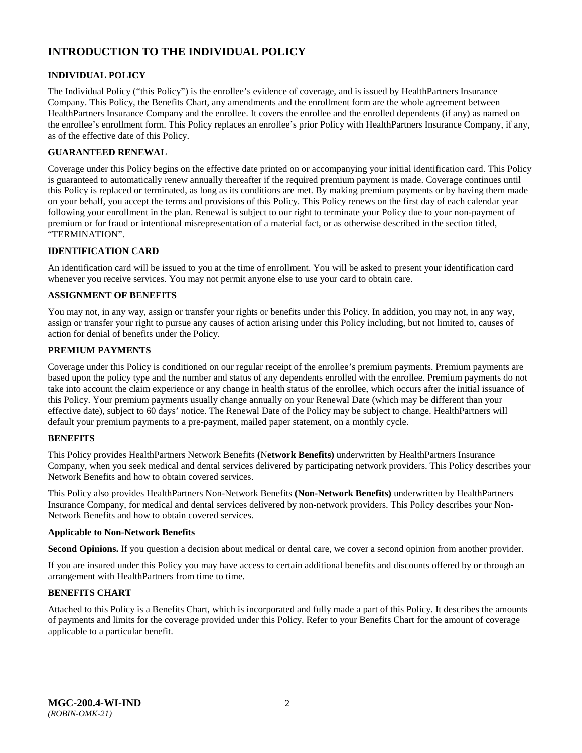# INTRODUCTION TO THE INDIVIDUAL POLICY

## INDIVIDUAL POLICY

The Individual Policy ("this Policy") is the enrollee's evidence of coverage, and is issued by HealthPartners Insurance Company. This Policy, the Benefits Chart, any amendments and the enrollment form are the whole agreement between HealthPartners Insurance Company and the enrollee. It covers the enrollee and the enrolled dependents (if any) as named on the enrollee's enrollment form. This Policy replaces an enrollee's prior Policy with HealthPartners Insurance Company, if any, as of the effective date of this Policy.

## GUARANTEED RENEWAL

Coverage under this Policy begins on the effective date printed on or accompanying your initial identification card. This Policy is guaranteed to automatically renew annually thereafter if the required premium payment is made. Coverage continues until this Policy is replaced or terminated, as long as its conditions are met. By making premium payments or by having them made on your behalf, you accept the terms and provisions of this Policy. This Policy renews on the first day of each calendar year following your enrollment in the plan. Renewal is subject to our right to terminate your Policy due to your non-payment of premium or for fraud or intentional misrepresentation of a material fact, or as otherwise described in the section titled, "TERMINATION".

## IDENTIFICATION CARD

An identification card will be issued to you at the time of enrollment. You will be asked to present your identification card whenever you receive services. You may not permit anyone else to use your card to obtain care.

## ASSIGNMENT OF BENEFITS

You may not, in any way, assign or transfer your rights or benefits under this Policy. In addition, you may not, in any way, assign or transfer your right to pursue any causes of action arising under this Policy including, but not limited to, causes of action for denial of benefits under the Policy.

## PREMIUM PAYMENTS

Coverage under this Policy is conditioned on our regular receipt of the enrollee's premium payments. Premium payments are based upon the policy type and the number and status of any dependents enrolled with the enrollee. Premium payments do not take into account the claim experience or any change in health status of the enrollee, which occurs after the initial issuance of this Policy. Your premium payments usually change annually on your Renewal Date (which may be different than your effective date), subject to 60 days' notice. The Renewal Date of the Policy may be subject to change. HealthPartners will default your premium payments to a pre-payment, mailed paper statement, on a monthly cycle.

## BENEFITS

This Policy provides HealthPartners Network Benefits **(Network Benefits)** underwritten by HealthPartners Insurance Company, when you seek medical and dental services delivered by participating network providers. This Policy describes your Network Benefits and how to obtain covered services.

This Policy also provides HealthPartners Non-Network Benefits **(Non-Network Benefits)** underwritten by HealthPartners Insurance Company, for medical and dental services delivered by non-network providers. This Policy describes your Non-Network Benefits and how to obtain covered services.

### Applicable to Non-Network Benefits

**Second Opinions.** If you question a decision about medical or dental care, we cover a second opinion from another provider.

If you are insured under this Policy you may have access to certain additional benefits and discounts offered by or through an arrangement with HealthPartners from time to time.

## BENEFITS CHART

Attached to this Policy is a Benefits Chart, which is incorporated and fully made a part of this Policy. It describes the amounts of payments and limits for the coverage provided under this Policy. Refer to your Benefits Chart for the amount of coverage applicable to a particular benefit.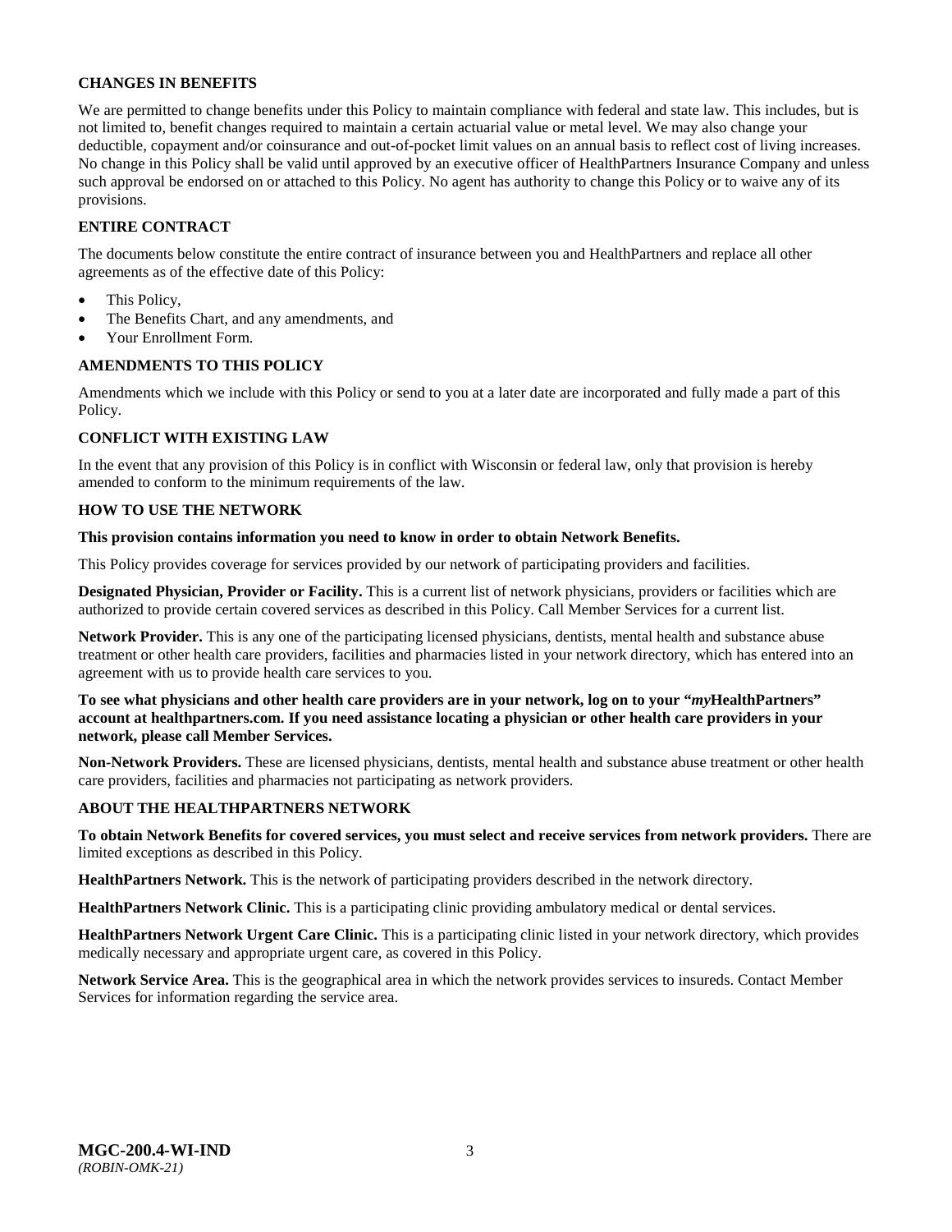**CHANGES IN BENEFITS**

We are permitted to change benefits under this Policy to maintain compliance with federal and state law. This includes, but is not limited to, benefit changes required to maintain a certain actuarial value or metal level. We may also change your deductible, copayment and/or coinsurance and out-of-pocket limit values on an annual basis to reflect cost of living increases. No change in this Policy shall be valid until approved by an executive officer of HealthPartners Insurance Company and unless such approval be endorsed on or attached to this Policy. No agent has authority to change this Policy or to waive any of its provisions.

**ENTIRE CONTRACT**

The documents below constitute the entire contract of insurance between you and HealthPartners and replace all other agreements as of the effective date of this Policy:

- This Policy,
- The Benefits Chart, and any amendments, and
- Your Enrollment Form.

**AMENDMENTS TO THIS POLICY**

Amendments which we include with this Policy or send to you at a later date are incorporated and fully made a part of this Policy.

**CONFLICT WITH EXISTING LAW**

In the event that any provision of this Policy is in conflict with Wisconsin or federal law, only that provision is hereby amended to conform to the minimum requirements of the law.

**HOW TO USE THE NETWORK**

**This provision contains information you need to know in order to obtain Network Benefits.**

This Policy provides coverage for services provided by our network of participating providers and facilities.

**Designated Physician, Provider or Facility.** This is a current list of network physicians, providers or facilities which are authorized to provide certain covered services as described in this Policy. Call Member Services for a current list.

**Network Provider.** This is any one of the participating licensed physicians, dentists, mental health and substance abuse treatment or other health care providers, facilities and pharmacies listed in your network directory, which has entered into an agreement with us to provide health care services to you.

**To see what physicians and other health care providers are in your network, log on to your "*my*HealthPartners" account at healthpartners.com. If you need assistance locating a physician or other health care providers in your network, please call Member Services.**

**Non-Network Providers.** These are licensed physicians, dentists, mental health and substance abuse treatment or other health care providers, facilities and pharmacies not participating as network providers.

**ABOUT THE HEALTHPARTNERS NETWORK**

**To obtain Network Benefits for covered services, you must select and receive services from network providers.** There are limited exceptions as described in this Policy.

**HealthPartners Network.** This is the network of participating providers described in the network directory.

**HealthPartners Network Clinic.** This is a participating clinic providing ambulatory medical or dental services.

**HealthPartners Network Urgent Care Clinic.** This is a participating clinic listed in your network directory, which provides medically necessary and appropriate urgent care, as covered in this Policy.

**Network Service Area.** This is the geographical area in which the network provides services to insureds. Contact Member Services for information regarding the service area.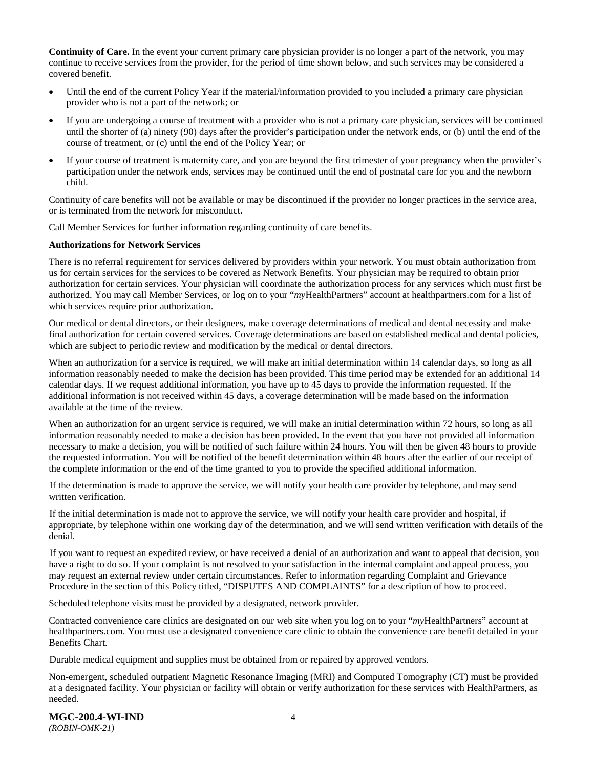**Continuity of Care.** In the event your current primary care physician provider is no longer a part of the network, you may continue to receive services from the provider, for the period of time shown below, and such services may be considered a covered benefit.

- Until the end of the current Policy Year if the material/information provided to you included a primary care physician provider who is not a part of the network; or
- If you are undergoing a course of treatment with a provider who is not a primary care physician, services will be continued until the shorter of (a) ninety (90) days after the provider's participation under the network ends, or (b) until the end of the course of treatment, or (c) until the end of the Policy Year; or
- If your course of treatment is maternity care, and you are beyond the first trimester of your pregnancy when the provider's participation under the network ends, services may be continued until the end of postnatal care for you and the newborn child.

Continuity of care benefits will not be available or may be discontinued if the provider no longer practices in the service area, or is terminated from the network for misconduct.

Call Member Services for further information regarding continuity of care benefits.

**Authorizations for Network Services**

There is no referral requirement for services delivered by providers within your network. You must obtain authorization from us for certain services for the services to be covered as Network Benefits. Your physician may be required to obtain prior authorization for certain services. Your physician will coordinate the authorization process for any services which must first be authorized. You may call Member Services, or log on to your "*my*HealthPartners" account at healthpartners.com for a list of which services require prior authorization.

Our medical or dental directors, or their designees, make coverage determinations of medical and dental necessity and make final authorization for certain covered services. Coverage determinations are based on established medical and dental policies, which are subject to periodic review and modification by the medical or dental directors.

When an authorization for a service is required, we will make an initial determination within 14 calendar days, so long as all information reasonably needed to make the decision has been provided. This time period may be extended for an additional 14 calendar days. If we request additional information, you have up to 45 days to provide the information requested. If the additional information is not received within 45 days, a coverage determination will be made based on the information available at the time of the review.

When an authorization for an urgent service is required, we will make an initial determination within 72 hours, so long as all information reasonably needed to make a decision has been provided. In the event that you have not provided all information necessary to make a decision, you will be notified of such failure within 24 hours. You will then be given 48 hours to provide the requested information. You will be notified of the benefit determination within 48 hours after the earlier of our receipt of the complete information or the end of the time granted to you to provide the specified additional information.

If the determination is made to approve the service, we will notify your health care provider by telephone, and may send written verification.

If the initial determination is made not to approve the service, we will notify your health care provider and hospital, if appropriate, by telephone within one working day of the determination, and we will send written verification with details of the denial.

If you want to request an expedited review, or have received a denial of an authorization and want to appeal that decision, you have a right to do so. If your complaint is not resolved to your satisfaction in the internal complaint and appeal process, you may request an external review under certain circumstances. Refer to information regarding Complaint and Grievance Procedure in the section of this Policy titled, "DISPUTES AND COMPLAINTS" for a description of how to proceed.

Scheduled telephone visits must be provided by a designated, network provider.

Contracted convenience care clinics are designated on our web site when you log on to your "*my*HealthPartners" account at healthpartners.com. You must use a designated convenience care clinic to obtain the convenience care benefit detailed in your Benefits Chart.

Durable medical equipment and supplies must be obtained from or repaired by approved vendors.

Non-emergent, scheduled outpatient Magnetic Resonance Imaging (MRI) and Computed Tomography (CT) must be provided at a designated facility. Your physician or facility will obtain or verify authorization for these services with HealthPartners, as needed.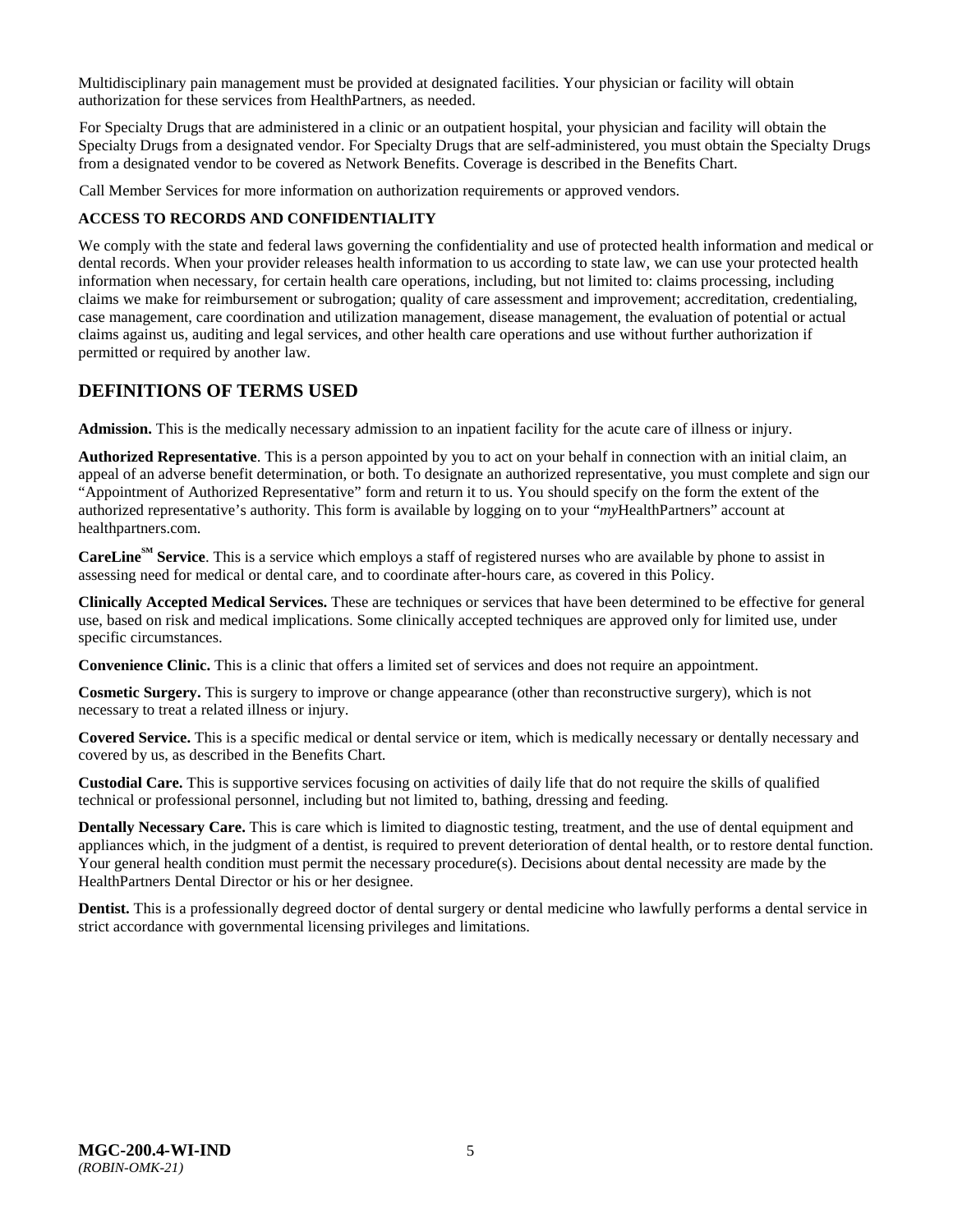Multidisciplinary pain management must be provided at designated facilities. Your physician or facility will obtain authorization for these services from HealthPartners, as needed.

For Specialty Drugs that are administered in a clinic or an outpatient hospital, your physician and facility will obtain the Specialty Drugs from a designated vendor. For Specialty Drugs that are self-administered, you must obtain the Specialty Drugs from a designated vendor to be covered as Network Benefits. Coverage is described in the Benefits Chart.

Call Member Services for more information on authorization requirements or approved vendors.

**ACCESS TO RECORDS AND CONFIDENTIALITY**

We comply with the state and federal laws governing the confidentiality and use of protected health information and medical or dental records. When your provider releases health information to us according to state law, we can use your protected health information when necessary, for certain health care operations, including, but not limited to: claims processing, including claims we make for reimbursement or subrogation; quality of care assessment and improvement; accreditation, credentialing, case management, care coordination and utilization management, disease management, the evaluation of potential or actual claims against us, auditing and legal services, and other health care operations and use without further authorization if permitted or required by another law.

## DEFINITIONS OF TERMS USED

**Admission.** This is the medically necessary admission to an inpatient facility for the acute care of illness or injury.

**Authorized Representative**. This is a person appointed by you to act on your behalf in connection with an initial claim, an appeal of an adverse benefit determination, or both. To designate an authorized representative, you must complete and sign our "Appointment of Authorized Representative" form and return it to us. You should specify on the form the extent of the authorized representative's authority. This form is available by logging on to your "*my*HealthPartners" account at healthpartners.com.

**CareLine℠ Service**. This is a service which employs a staff of registered nurses who are available by phone to assist in assessing need for medical or dental care, and to coordinate after-hours care, as covered in this Policy.

**Clinically Accepted Medical Services.** These are techniques or services that have been determined to be effective for general use, based on risk and medical implications. Some clinically accepted techniques are approved only for limited use, under specific circumstances.

**Convenience Clinic.** This is a clinic that offers a limited set of services and does not require an appointment.

**Cosmetic Surgery.** This is surgery to improve or change appearance (other than reconstructive surgery), which is not necessary to treat a related illness or injury.

**Covered Service.** This is a specific medical or dental service or item, which is medically necessary or dentally necessary and covered by us, as described in the Benefits Chart.

**Custodial Care.** This is supportive services focusing on activities of daily life that do not require the skills of qualified technical or professional personnel, including but not limited to, bathing, dressing and feeding.

**Dentally Necessary Care.** This is care which is limited to diagnostic testing, treatment, and the use of dental equipment and appliances which, in the judgment of a dentist, is required to prevent deterioration of dental health, or to restore dental function. Your general health condition must permit the necessary procedure(s). Decisions about dental necessity are made by the HealthPartners Dental Director or his or her designee.

**Dentist.** This is a professionally degreed doctor of dental surgery or dental medicine who lawfully performs a dental service in strict accordance with governmental licensing privileges and limitations.

**MGC-200.4-WI-IND**
*(ROBIN-OMK-21)*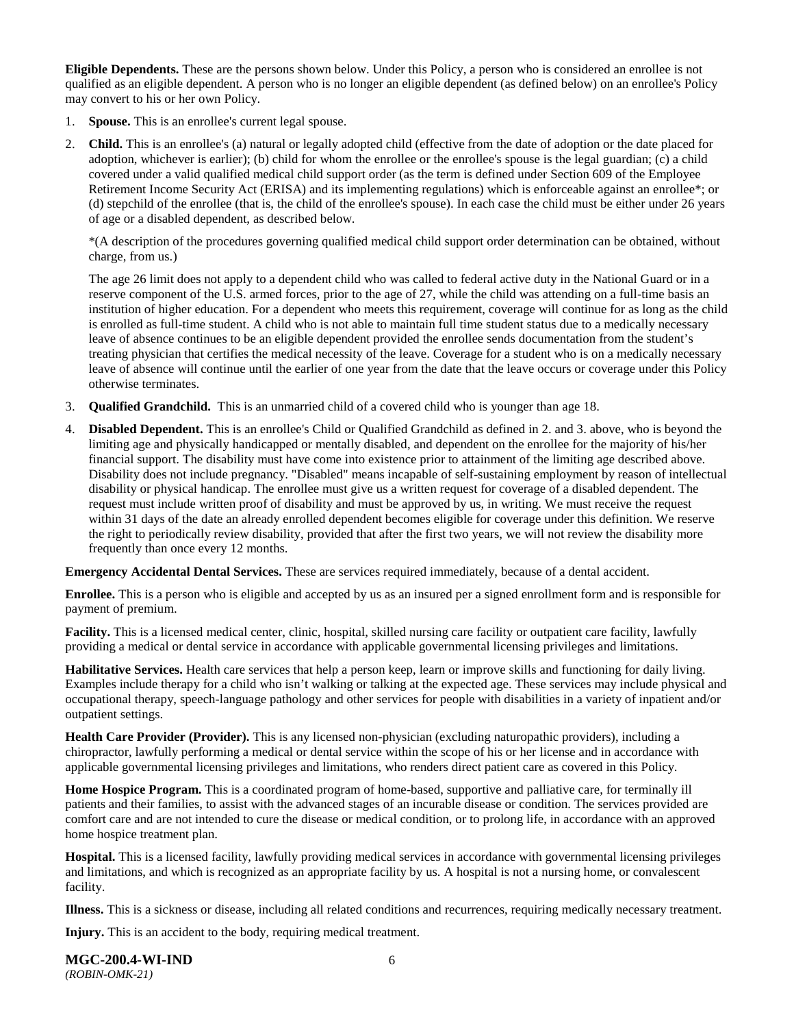**Eligible Dependents.** These are the persons shown below. Under this Policy, a person who is considered an enrollee is not qualified as an eligible dependent. A person who is no longer an eligible dependent (as defined below) on an enrollee's Policy may convert to his or her own Policy.

1. **Spouse.** This is an enrollee's current legal spouse.
2. **Child.** This is an enrollee's (a) natural or legally adopted child (effective from the date of adoption or the date placed for adoption, whichever is earlier); (b) child for whom the enrollee or the enrollee's spouse is the legal guardian; (c) a child covered under a valid qualified medical child support order (as the term is defined under Section 609 of the Employee Retirement Income Security Act (ERISA) and its implementing regulations) which is enforceable against an enrollee*; or (d) stepchild of the enrollee (that is, the child of the enrollee's spouse). In each case the child must be either under 26 years of age or a disabled dependent, as described below.

   *(A description of the procedures governing qualified medical child support order determination can be obtained, without charge, from us.)

   The age 26 limit does not apply to a dependent child who was called to federal active duty in the National Guard or in a reserve component of the U.S. armed forces, prior to the age of 27, while the child was attending on a full-time basis an institution of higher education. For a dependent who meets this requirement, coverage will continue for as long as the child is enrolled as full-time student. A child who is not able to maintain full time student status due to a medically necessary leave of absence continues to be an eligible dependent provided the enrollee sends documentation from the student's treating physician that certifies the medical necessity of the leave. Coverage for a student who is on a medically necessary leave of absence will continue until the earlier of one year from the date that the leave occurs or coverage under this Policy otherwise terminates.
3. **Qualified Grandchild.** This is an unmarried child of a covered child who is younger than age 18.
4. **Disabled Dependent.** This is an enrollee's Child or Qualified Grandchild as defined in 2. and 3. above, who is beyond the limiting age and physically handicapped or mentally disabled, and dependent on the enrollee for the majority of his/her financial support. The disability must have come into existence prior to attainment of the limiting age described above. Disability does not include pregnancy. "Disabled" means incapable of self-sustaining employment by reason of intellectual disability or physical handicap. The enrollee must give us a written request for coverage of a disabled dependent. The request must include written proof of disability and must be approved by us, in writing. We must receive the request within 31 days of the date an already enrolled dependent becomes eligible for coverage under this definition. We reserve the right to periodically review disability, provided that after the first two years, we will not review the disability more frequently than once every 12 months.

**Emergency Accidental Dental Services.** These are services required immediately, because of a dental accident.

**Enrollee.** This is a person who is eligible and accepted by us as an insured per a signed enrollment form and is responsible for payment of premium.

**Facility.** This is a licensed medical center, clinic, hospital, skilled nursing care facility or outpatient care facility, lawfully providing a medical or dental service in accordance with applicable governmental licensing privileges and limitations.

**Habilitative Services.** Health care services that help a person keep, learn or improve skills and functioning for daily living. Examples include therapy for a child who isn't walking or talking at the expected age. These services may include physical and occupational therapy, speech-language pathology and other services for people with disabilities in a variety of inpatient and/or outpatient settings.

**Health Care Provider (Provider).** This is any licensed non-physician (excluding naturopathic providers), including a chiropractor, lawfully performing a medical or dental service within the scope of his or her license and in accordance with applicable governmental licensing privileges and limitations, who renders direct patient care as covered in this Policy.

**Home Hospice Program.** This is a coordinated program of home-based, supportive and palliative care, for terminally ill patients and their families, to assist with the advanced stages of an incurable disease or condition. The services provided are comfort care and are not intended to cure the disease or medical condition, or to prolong life, in accordance with an approved home hospice treatment plan.

**Hospital.** This is a licensed facility, lawfully providing medical services in accordance with governmental licensing privileges and limitations, and which is recognized as an appropriate facility by us. A hospital is not a nursing home, or convalescent facility.

**Illness.** This is a sickness or disease, including all related conditions and recurrences, requiring medically necessary treatment.

**Injury.** This is an accident to the body, requiring medical treatment.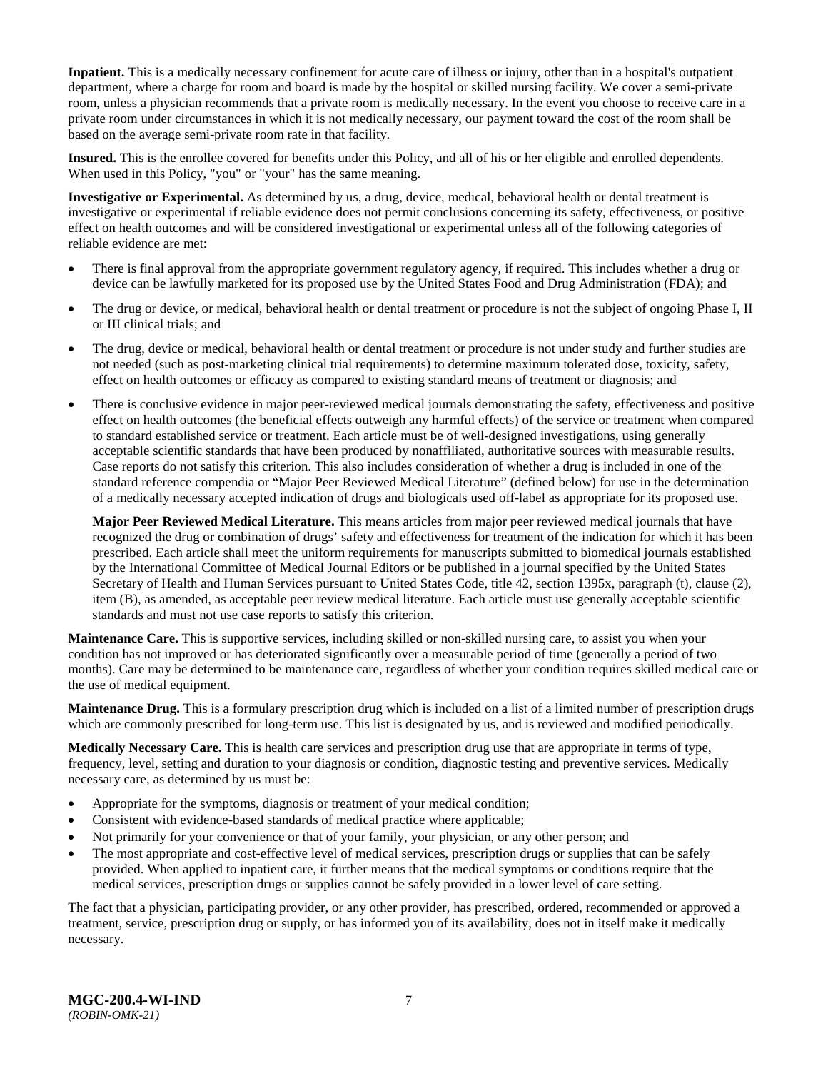**Inpatient.** This is a medically necessary confinement for acute care of illness or injury, other than in a hospital's outpatient department, where a charge for room and board is made by the hospital or skilled nursing facility. We cover a semi-private room, unless a physician recommends that a private room is medically necessary. In the event you choose to receive care in a private room under circumstances in which it is not medically necessary, our payment toward the cost of the room shall be based on the average semi-private room rate in that facility.

**Insured.** This is the enrollee covered for benefits under this Policy, and all of his or her eligible and enrolled dependents. When used in this Policy, "you" or "your" has the same meaning.

**Investigative or Experimental.** As determined by us, a drug, device, medical, behavioral health or dental treatment is investigative or experimental if reliable evidence does not permit conclusions concerning its safety, effectiveness, or positive effect on health outcomes and will be considered investigational or experimental unless all of the following categories of reliable evidence are met:

- There is final approval from the appropriate government regulatory agency, if required. This includes whether a drug or device can be lawfully marketed for its proposed use by the United States Food and Drug Administration (FDA); and
- The drug or device, or medical, behavioral health or dental treatment or procedure is not the subject of ongoing Phase I, II or III clinical trials; and
- The drug, device or medical, behavioral health or dental treatment or procedure is not under study and further studies are not needed (such as post-marketing clinical trial requirements) to determine maximum tolerated dose, toxicity, safety, effect on health outcomes or efficacy as compared to existing standard means of treatment or diagnosis; and
- There is conclusive evidence in major peer-reviewed medical journals demonstrating the safety, effectiveness and positive effect on health outcomes (the beneficial effects outweigh any harmful effects) of the service or treatment when compared to standard established service or treatment. Each article must be of well-designed investigations, using generally acceptable scientific standards that have been produced by nonaffiliated, authoritative sources with measurable results. Case reports do not satisfy this criterion. This also includes consideration of whether a drug is included in one of the standard reference compendia or "Major Peer Reviewed Medical Literature" (defined below) for use in the determination of a medically necessary accepted indication of drugs and biologicals used off-label as appropriate for its proposed use.

  **Major Peer Reviewed Medical Literature.** This means articles from major peer reviewed medical journals that have recognized the drug or combination of drugs' safety and effectiveness for treatment of the indication for which it has been prescribed. Each article shall meet the uniform requirements for manuscripts submitted to biomedical journals established by the International Committee of Medical Journal Editors or be published in a journal specified by the United States Secretary of Health and Human Services pursuant to United States Code, title 42, section 1395x, paragraph (t), clause (2), item (B), as amended, as acceptable peer review medical literature. Each article must use generally acceptable scientific standards and must not use case reports to satisfy this criterion.

**Maintenance Care.** This is supportive services, including skilled or non-skilled nursing care, to assist you when your condition has not improved or has deteriorated significantly over a measurable period of time (generally a period of two months). Care may be determined to be maintenance care, regardless of whether your condition requires skilled medical care or the use of medical equipment.

**Maintenance Drug.** This is a formulary prescription drug which is included on a list of a limited number of prescription drugs which are commonly prescribed for long-term use. This list is designated by us, and is reviewed and modified periodically.

**Medically Necessary Care.** This is health care services and prescription drug use that are appropriate in terms of type, frequency, level, setting and duration to your diagnosis or condition, diagnostic testing and preventive services. Medically necessary care, as determined by us must be:

- Appropriate for the symptoms, diagnosis or treatment of your medical condition;
- Consistent with evidence-based standards of medical practice where applicable;
- Not primarily for your convenience or that of your family, your physician, or any other person; and
- The most appropriate and cost-effective level of medical services, prescription drugs or supplies that can be safely provided. When applied to inpatient care, it further means that the medical symptoms or conditions require that the medical services, prescription drugs or supplies cannot be safely provided in a lower level of care setting.

The fact that a physician, participating provider, or any other provider, has prescribed, ordered, recommended or approved a treatment, service, prescription drug or supply, or has informed you of its availability, does not in itself make it medically necessary.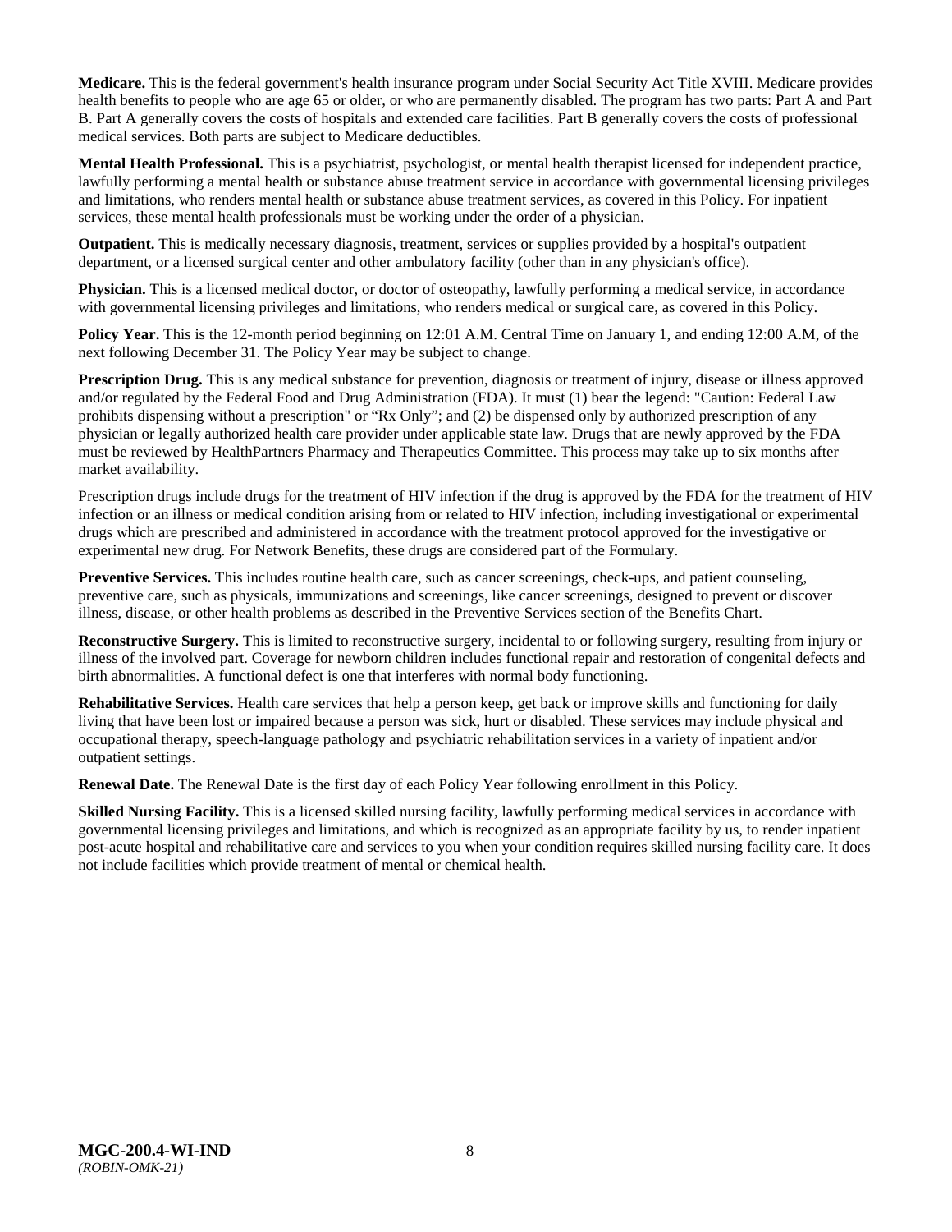**Medicare.** This is the federal government's health insurance program under Social Security Act Title XVIII. Medicare provides health benefits to people who are age 65 or older, or who are permanently disabled. The program has two parts: Part A and Part B. Part A generally covers the costs of hospitals and extended care facilities. Part B generally covers the costs of professional medical services. Both parts are subject to Medicare deductibles.

**Mental Health Professional.** This is a psychiatrist, psychologist, or mental health therapist licensed for independent practice, lawfully performing a mental health or substance abuse treatment service in accordance with governmental licensing privileges and limitations, who renders mental health or substance abuse treatment services, as covered in this Policy. For inpatient services, these mental health professionals must be working under the order of a physician.

**Outpatient.** This is medically necessary diagnosis, treatment, services or supplies provided by a hospital's outpatient department, or a licensed surgical center and other ambulatory facility (other than in any physician's office).

**Physician.** This is a licensed medical doctor, or doctor of osteopathy, lawfully performing a medical service, in accordance with governmental licensing privileges and limitations, who renders medical or surgical care, as covered in this Policy.

**Policy Year.** This is the 12-month period beginning on 12:01 A.M. Central Time on January 1, and ending 12:00 A.M, of the next following December 31. The Policy Year may be subject to change.

**Prescription Drug.** This is any medical substance for prevention, diagnosis or treatment of injury, disease or illness approved and/or regulated by the Federal Food and Drug Administration (FDA). It must (1) bear the legend: "Caution: Federal Law prohibits dispensing without a prescription" or "Rx Only"; and (2) be dispensed only by authorized prescription of any physician or legally authorized health care provider under applicable state law. Drugs that are newly approved by the FDA must be reviewed by HealthPartners Pharmacy and Therapeutics Committee. This process may take up to six months after market availability.

Prescription drugs include drugs for the treatment of HIV infection if the drug is approved by the FDA for the treatment of HIV infection or an illness or medical condition arising from or related to HIV infection, including investigational or experimental drugs which are prescribed and administered in accordance with the treatment protocol approved for the investigative or experimental new drug. For Network Benefits, these drugs are considered part of the Formulary.

**Preventive Services.** This includes routine health care, such as cancer screenings, check-ups, and patient counseling, preventive care, such as physicals, immunizations and screenings, like cancer screenings, designed to prevent or discover illness, disease, or other health problems as described in the Preventive Services section of the Benefits Chart.

**Reconstructive Surgery.** This is limited to reconstructive surgery, incidental to or following surgery, resulting from injury or illness of the involved part. Coverage for newborn children includes functional repair and restoration of congenital defects and birth abnormalities. A functional defect is one that interferes with normal body functioning.

**Rehabilitative Services.** Health care services that help a person keep, get back or improve skills and functioning for daily living that have been lost or impaired because a person was sick, hurt or disabled. These services may include physical and occupational therapy, speech-language pathology and psychiatric rehabilitation services in a variety of inpatient and/or outpatient settings.

**Renewal Date.** The Renewal Date is the first day of each Policy Year following enrollment in this Policy.

**Skilled Nursing Facility.** This is a licensed skilled nursing facility, lawfully performing medical services in accordance with governmental licensing privileges and limitations, and which is recognized as an appropriate facility by us, to render inpatient post-acute hospital and rehabilitative care and services to you when your condition requires skilled nursing facility care. It does not include facilities which provide treatment of mental or chemical health.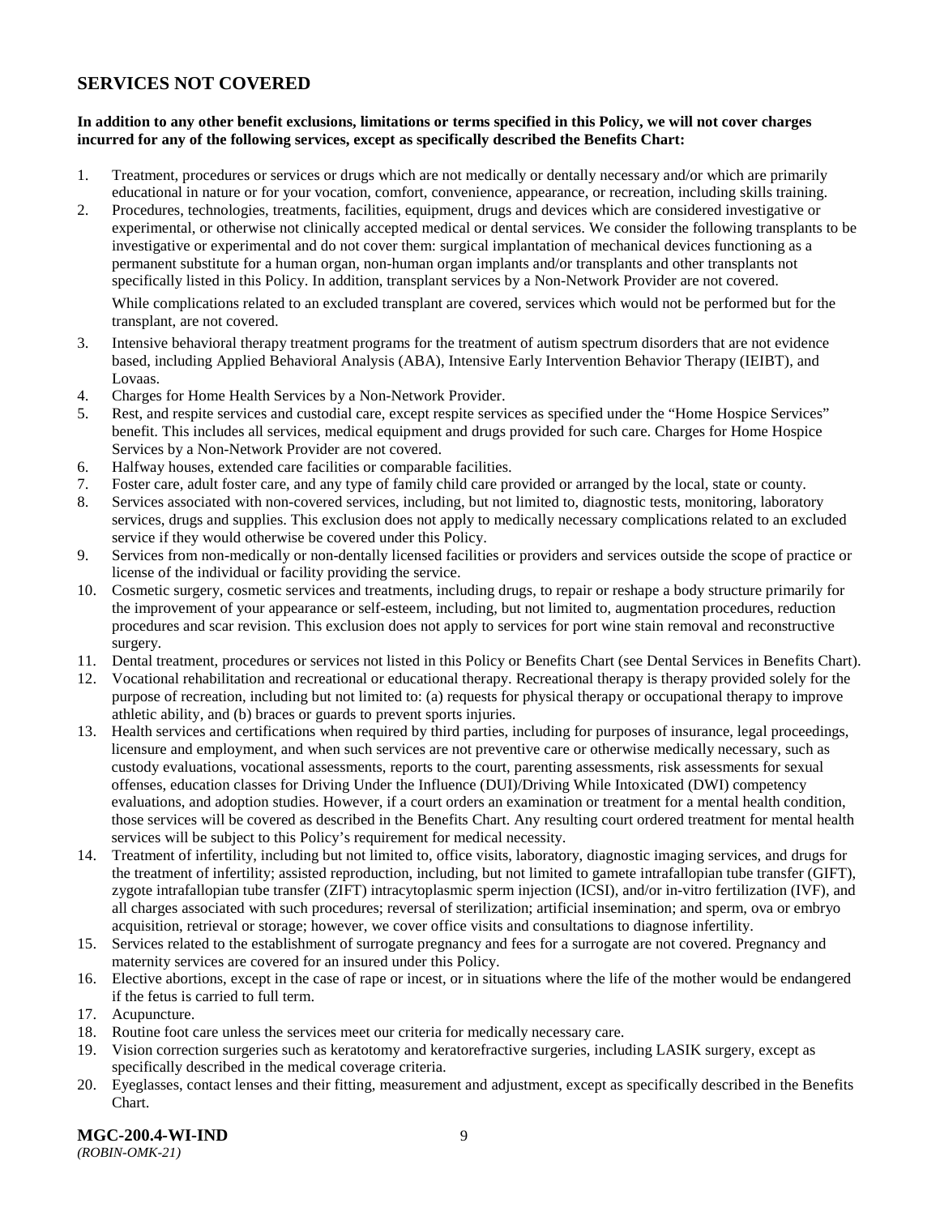## SERVICES NOT COVERED

**In addition to any other benefit exclusions, limitations or terms specified in this Policy, we will not cover charges incurred for any of the following services, except as specifically described the Benefits Chart:**

1. Treatment, procedures or services or drugs which are not medically or dentally necessary and/or which are primarily educational in nature or for your vocation, comfort, convenience, appearance, or recreation, including skills training.
2. Procedures, technologies, treatments, facilities, equipment, drugs and devices which are considered investigative or experimental, or otherwise not clinically accepted medical or dental services. We consider the following transplants to be investigative or experimental and do not cover them: surgical implantation of mechanical devices functioning as a permanent substitute for a human organ, non-human organ implants and/or transplants and other transplants not specifically listed in this Policy. In addition, transplant services by a Non-Network Provider are not covered.

   While complications related to an excluded transplant are covered, services which would not be performed but for the transplant, are not covered.
3. Intensive behavioral therapy treatment programs for the treatment of autism spectrum disorders that are not evidence based, including Applied Behavioral Analysis (ABA), Intensive Early Intervention Behavior Therapy (IEIBT), and Lovaas.
4. Charges for Home Health Services by a Non-Network Provider.
5. Rest, and respite services and custodial care, except respite services as specified under the "Home Hospice Services" benefit. This includes all services, medical equipment and drugs provided for such care. Charges for Home Hospice Services by a Non-Network Provider are not covered.
6. Halfway houses, extended care facilities or comparable facilities.
7. Foster care, adult foster care, and any type of family child care provided or arranged by the local, state or county.
8. Services associated with non-covered services, including, but not limited to, diagnostic tests, monitoring, laboratory services, drugs and supplies. This exclusion does not apply to medically necessary complications related to an excluded service if they would otherwise be covered under this Policy.
9. Services from non-medically or non-dentally licensed facilities or providers and services outside the scope of practice or license of the individual or facility providing the service.
10. Cosmetic surgery, cosmetic services and treatments, including drugs, to repair or reshape a body structure primarily for the improvement of your appearance or self-esteem, including, but not limited to, augmentation procedures, reduction procedures and scar revision. This exclusion does not apply to services for port wine stain removal and reconstructive surgery.
11. Dental treatment, procedures or services not listed in this Policy or Benefits Chart (see Dental Services in Benefits Chart).
12. Vocational rehabilitation and recreational or educational therapy. Recreational therapy is therapy provided solely for the purpose of recreation, including but not limited to: (a) requests for physical therapy or occupational therapy to improve athletic ability, and (b) braces or guards to prevent sports injuries.
13. Health services and certifications when required by third parties, including for purposes of insurance, legal proceedings, licensure and employment, and when such services are not preventive care or otherwise medically necessary, such as custody evaluations, vocational assessments, reports to the court, parenting assessments, risk assessments for sexual offenses, education classes for Driving Under the Influence (DUI)/Driving While Intoxicated (DWI) competency evaluations, and adoption studies. However, if a court orders an examination or treatment for a mental health condition, those services will be covered as described in the Benefits Chart. Any resulting court ordered treatment for mental health services will be subject to this Policy's requirement for medical necessity.
14. Treatment of infertility, including but not limited to, office visits, laboratory, diagnostic imaging services, and drugs for the treatment of infertility; assisted reproduction, including, but not limited to gamete intrafallopian tube transfer (GIFT), zygote intrafallopian tube transfer (ZIFT) intracytoplasmic sperm injection (ICSI), and/or in-vitro fertilization (IVF), and all charges associated with such procedures; reversal of sterilization; artificial insemination; and sperm, ova or embryo acquisition, retrieval or storage; however, we cover office visits and consultations to diagnose infertility.
15. Services related to the establishment of surrogate pregnancy and fees for a surrogate are not covered. Pregnancy and maternity services are covered for an insured under this Policy.
16. Elective abortions, except in the case of rape or incest, or in situations where the life of the mother would be endangered if the fetus is carried to full term.
17. Acupuncture.
18. Routine foot care unless the services meet our criteria for medically necessary care.
19. Vision correction surgeries such as keratotomy and keratorefractive surgeries, including LASIK surgery, except as specifically described in the medical coverage criteria.
20. Eyeglasses, contact lenses and their fitting, measurement and adjustment, except as specifically described in the Benefits Chart.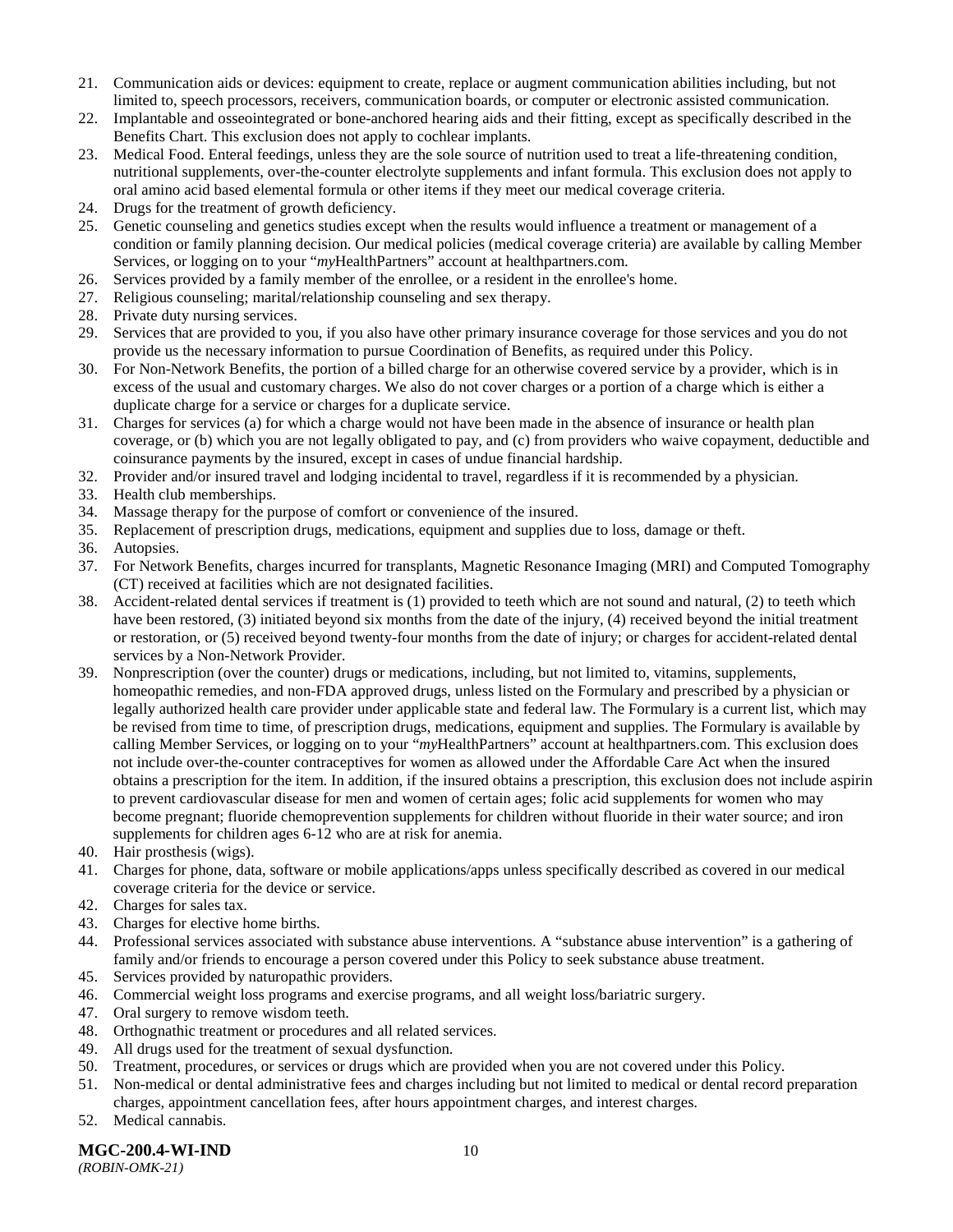21. Communication aids or devices: equipment to create, replace or augment communication abilities including, but not limited to, speech processors, receivers, communication boards, or computer or electronic assisted communication.
22. Implantable and osseointegrated or bone-anchored hearing aids and their fitting, except as specifically described in the Benefits Chart. This exclusion does not apply to cochlear implants.
23. Medical Food. Enteral feedings, unless they are the sole source of nutrition used to treat a life-threatening condition, nutritional supplements, over-the-counter electrolyte supplements and infant formula. This exclusion does not apply to oral amino acid based elemental formula or other items if they meet our medical coverage criteria.
24. Drugs for the treatment of growth deficiency.
25. Genetic counseling and genetics studies except when the results would influence a treatment or management of a condition or family planning decision. Our medical policies (medical coverage criteria) are available by calling Member Services, or logging on to your "*my*HealthPartners" account at healthpartners.com.
26. Services provided by a family member of the enrollee, or a resident in the enrollee's home.
27. Religious counseling; marital/relationship counseling and sex therapy.
28. Private duty nursing services.
29. Services that are provided to you, if you also have other primary insurance coverage for those services and you do not provide us the necessary information to pursue Coordination of Benefits, as required under this Policy.
30. For Non-Network Benefits, the portion of a billed charge for an otherwise covered service by a provider, which is in excess of the usual and customary charges. We also do not cover charges or a portion of a charge which is either a duplicate charge for a service or charges for a duplicate service.
31. Charges for services (a) for which a charge would not have been made in the absence of insurance or health plan coverage, or (b) which you are not legally obligated to pay, and (c) from providers who waive copayment, deductible and coinsurance payments by the insured, except in cases of undue financial hardship.
32. Provider and/or insured travel and lodging incidental to travel, regardless if it is recommended by a physician.
33. Health club memberships.
34. Massage therapy for the purpose of comfort or convenience of the insured.
35. Replacement of prescription drugs, medications, equipment and supplies due to loss, damage or theft.
36. Autopsies.
37. For Network Benefits, charges incurred for transplants, Magnetic Resonance Imaging (MRI) and Computed Tomography (CT) received at facilities which are not designated facilities.
38. Accident-related dental services if treatment is (1) provided to teeth which are not sound and natural, (2) to teeth which have been restored, (3) initiated beyond six months from the date of the injury, (4) received beyond the initial treatment or restoration, or (5) received beyond twenty-four months from the date of injury; or charges for accident-related dental services by a Non-Network Provider.
39. Nonprescription (over the counter) drugs or medications, including, but not limited to, vitamins, supplements, homeopathic remedies, and non-FDA approved drugs, unless listed on the Formulary and prescribed by a physician or legally authorized health care provider under applicable state and federal law. The Formulary is a current list, which may be revised from time to time, of prescription drugs, medications, equipment and supplies. The Formulary is available by calling Member Services, or logging on to your "*my*HealthPartners" account at healthpartners.com. This exclusion does not include over-the-counter contraceptives for women as allowed under the Affordable Care Act when the insured obtains a prescription for the item. In addition, if the insured obtains a prescription, this exclusion does not include aspirin to prevent cardiovascular disease for men and women of certain ages; folic acid supplements for women who may become pregnant; fluoride chemoprevention supplements for children without fluoride in their water source; and iron supplements for children ages 6-12 who are at risk for anemia.
40. Hair prosthesis (wigs).
41. Charges for phone, data, software or mobile applications/apps unless specifically described as covered in our medical coverage criteria for the device or service.
42. Charges for sales tax.
43. Charges for elective home births.
44. Professional services associated with substance abuse interventions. A "substance abuse intervention" is a gathering of family and/or friends to encourage a person covered under this Policy to seek substance abuse treatment.
45. Services provided by naturopathic providers.
46. Commercial weight loss programs and exercise programs, and all weight loss/bariatric surgery.
47. Oral surgery to remove wisdom teeth.
48. Orthognathic treatment or procedures and all related services.
49. All drugs used for the treatment of sexual dysfunction.
50. Treatment, procedures, or services or drugs which are provided when you are not covered under this Policy.
51. Non-medical or dental administrative fees and charges including but not limited to medical or dental record preparation charges, appointment cancellation fees, after hours appointment charges, and interest charges.
52. Medical cannabis.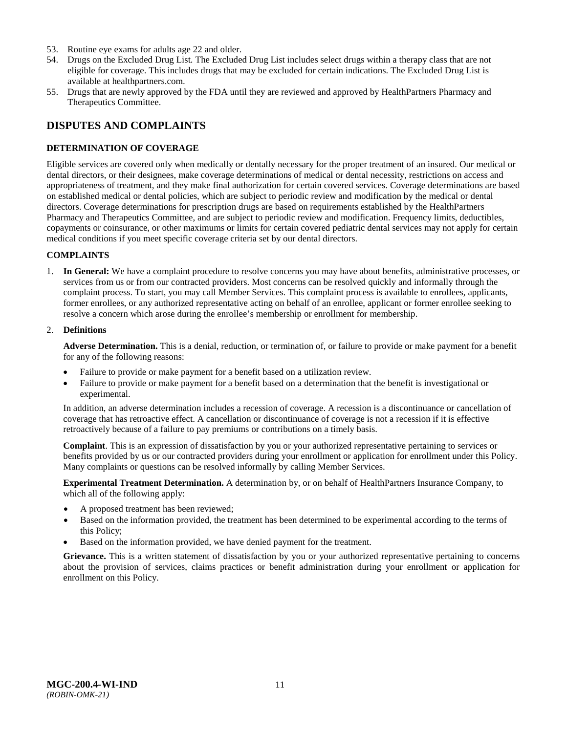53. Routine eye exams for adults age 22 and older.
54. Drugs on the Excluded Drug List. The Excluded Drug List includes select drugs within a therapy class that are not eligible for coverage. This includes drugs that may be excluded for certain indications. The Excluded Drug List is available at healthpartners.com.
55. Drugs that are newly approved by the FDA until they are reviewed and approved by HealthPartners Pharmacy and Therapeutics Committee.

## DISPUTES AND COMPLAINTS

### DETERMINATION OF COVERAGE

Eligible services are covered only when medically or dentally necessary for the proper treatment of an insured. Our medical or dental directors, or their designees, make coverage determinations of medical or dental necessity, restrictions on access and appropriateness of treatment, and they make final authorization for certain covered services. Coverage determinations are based on established medical or dental policies, which are subject to periodic review and modification by the medical or dental directors. Coverage determinations for prescription drugs are based on requirements established by the HealthPartners Pharmacy and Therapeutics Committee, and are subject to periodic review and modification. Frequency limits, deductibles, copayments or coinsurance, or other maximums or limits for certain covered pediatric dental services may not apply for certain medical conditions if you meet specific coverage criteria set by our dental directors.

### COMPLAINTS

1. **In General:** We have a complaint procedure to resolve concerns you may have about benefits, administrative processes, or services from us or from our contracted providers. Most concerns can be resolved quickly and informally through the complaint process. To start, you may call Member Services. This complaint process is available to enrollees, applicants, former enrollees, or any authorized representative acting on behalf of an enrollee, applicant or former enrollee seeking to resolve a concern which arose during the enrollee's membership or enrollment for membership.

2. **Definitions**

   **Adverse Determination.** This is a denial, reduction, or termination of, or failure to provide or make payment for a benefit for any of the following reasons:

   - Failure to provide or make payment for a benefit based on a utilization review.
   - Failure to provide or make payment for a benefit based on a determination that the benefit is investigational or experimental.

   In addition, an adverse determination includes a recession of coverage. A recession is a discontinuance or cancellation of coverage that has retroactive effect. A cancellation or discontinuance of coverage is not a recession if it is effective retroactively because of a failure to pay premiums or contributions on a timely basis.

   **Complaint**. This is an expression of dissatisfaction by you or your authorized representative pertaining to services or benefits provided by us or our contracted providers during your enrollment or application for enrollment under this Policy. Many complaints or questions can be resolved informally by calling Member Services.

   **Experimental Treatment Determination.** A determination by, or on behalf of HealthPartners Insurance Company, to which all of the following apply:

   - A proposed treatment has been reviewed;
   - Based on the information provided, the treatment has been determined to be experimental according to the terms of this Policy;
   - Based on the information provided, we have denied payment for the treatment.

   **Grievance.** This is a written statement of dissatisfaction by you or your authorized representative pertaining to concerns about the provision of services, claims practices or benefit administration during your enrollment or application for enrollment on this Policy.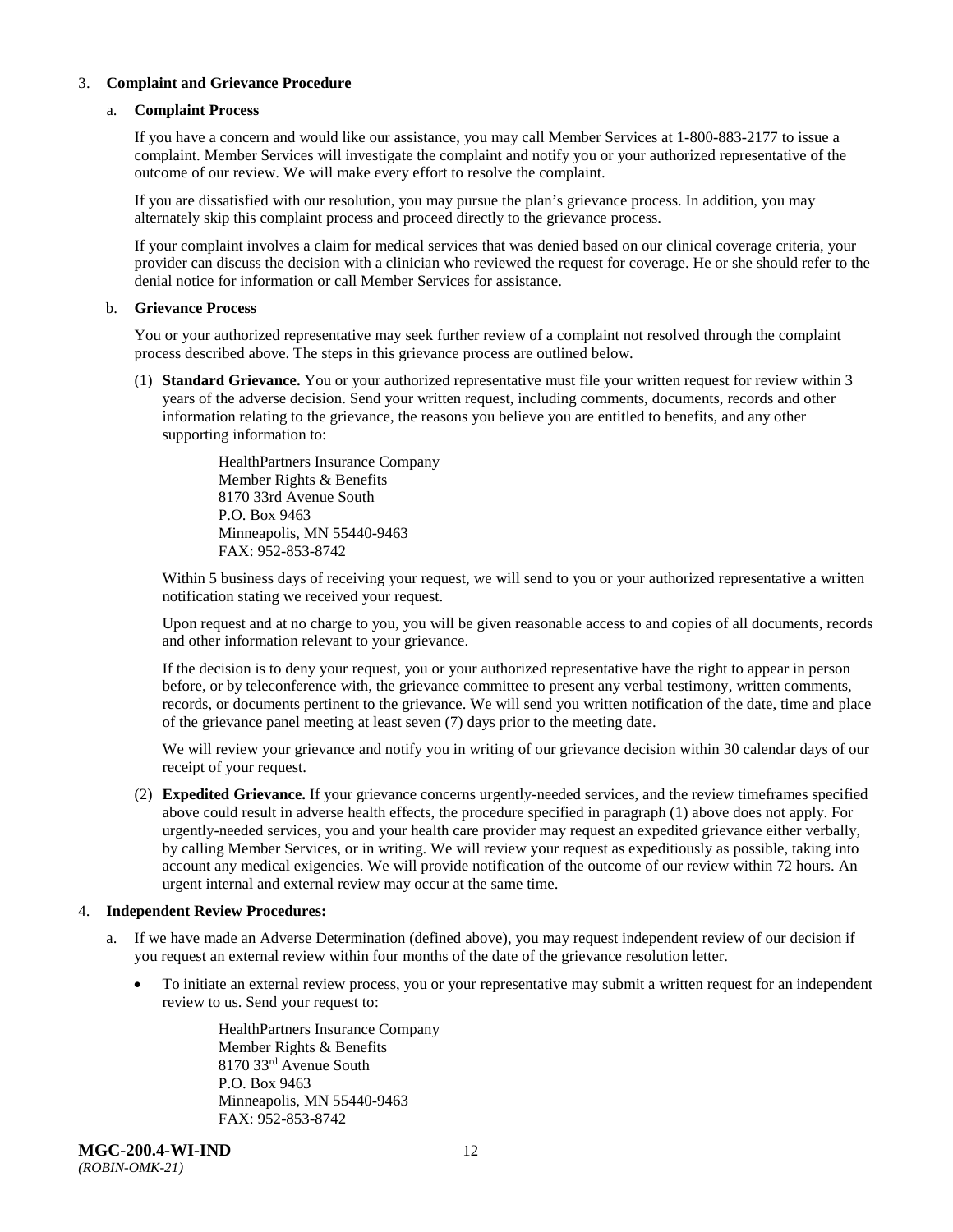3. **Complaint and Grievance Procedure**

   a. **Complaint Process**

   If you have a concern and would like our assistance, you may call Member Services at 1-800-883-2177 to issue a complaint. Member Services will investigate the complaint and notify you or your authorized representative of the outcome of our review. We will make every effort to resolve the complaint.

   If you are dissatisfied with our resolution, you may pursue the plan's grievance process. In addition, you may alternately skip this complaint process and proceed directly to the grievance process.

   If your complaint involves a claim for medical services that was denied based on our clinical coverage criteria, your provider can discuss the decision with a clinician who reviewed the request for coverage. He or she should refer to the denial notice for information or call Member Services for assistance.

   b. **Grievance Process**

   You or your authorized representative may seek further review of a complaint not resolved through the complaint process described above. The steps in this grievance process are outlined below.

   (1) **Standard Grievance.** You or your authorized representative must file your written request for review within 3 years of the adverse decision. Send your written request, including comments, documents, records and other information relating to the grievance, the reasons you believe you are entitled to benefits, and any other supporting information to:

      HealthPartners Insurance Company
      Member Rights & Benefits
      8170 33rd Avenue South
      P.O. Box 9463
      Minneapolis, MN 55440-9463
      FAX: 952-853-8742

   Within 5 business days of receiving your request, we will send to you or your authorized representative a written notification stating we received your request.

   Upon request and at no charge to you, you will be given reasonable access to and copies of all documents, records and other information relevant to your grievance.

   If the decision is to deny your request, you or your authorized representative have the right to appear in person before, or by teleconference with, the grievance committee to present any verbal testimony, written comments, records, or documents pertinent to the grievance. We will send you written notification of the date, time and place of the grievance panel meeting at least seven (7) days prior to the meeting date.

   We will review your grievance and notify you in writing of our grievance decision within 30 calendar days of our receipt of your request.

   (2) **Expedited Grievance.** If your grievance concerns urgently-needed services, and the review timeframes specified above could result in adverse health effects, the procedure specified in paragraph (1) above does not apply. For urgently-needed services, you and your health care provider may request an expedited grievance either verbally, by calling Member Services, or in writing. We will review your request as expeditiously as possible, taking into account any medical exigencies. We will provide notification of the outcome of our review within 72 hours. An urgent internal and external review may occur at the same time.

4. **Independent Review Procedures:**

   a. If we have made an Adverse Determination (defined above), you may request independent review of our decision if you request an external review within four months of the date of the grievance resolution letter.

   - To initiate an external review process, you or your representative may submit a written request for an independent review to us. Send your request to:

      HealthPartners Insurance Company
      Member Rights & Benefits
      8170 33rd Avenue South
      P.O. Box 9463
      Minneapolis, MN 55440-9463
      FAX: 952-853-8742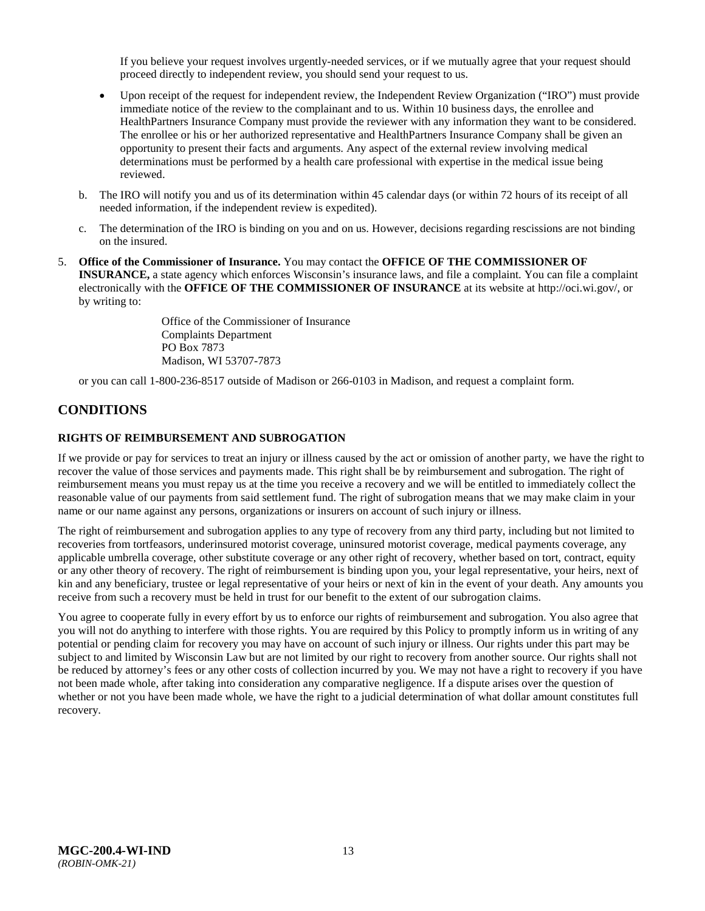If you believe your request involves urgently-needed services, or if we mutually agree that your request should proceed directly to independent review, you should send your request to us.

- Upon receipt of the request for independent review, the Independent Review Organization ("IRO") must provide immediate notice of the review to the complainant and to us. Within 10 business days, the enrollee and HealthPartners Insurance Company must provide the reviewer with any information they want to be considered. The enrollee or his or her authorized representative and HealthPartners Insurance Company shall be given an opportunity to present their facts and arguments. Any aspect of the external review involving medical determinations must be performed by a health care professional with expertise in the medical issue being reviewed.

b. The IRO will notify you and us of its determination within 45 calendar days (or within 72 hours of its receipt of all needed information, if the independent review is expedited).

c. The determination of the IRO is binding on you and on us. However, decisions regarding rescissions are not binding on the insured.

5. **Office of the Commissioner of Insurance.** You may contact the **OFFICE OF THE COMMISSIONER OF INSURANCE,** a state agency which enforces Wisconsin's insurance laws, and file a complaint. You can file a complaint electronically with the **OFFICE OF THE COMMISSIONER OF INSURANCE** at its website at http://oci.wi.gov/, or by writing to:

   Office of the Commissioner of Insurance
   Complaints Department
   PO Box 7873
   Madison, WI 53707-7873

   or you can call 1-800-236-8517 outside of Madison or 266-0103 in Madison, and request a complaint form.

## CONDITIONS

### RIGHTS OF REIMBURSEMENT AND SUBROGATION

If we provide or pay for services to treat an injury or illness caused by the act or omission of another party, we have the right to recover the value of those services and payments made. This right shall be by reimbursement and subrogation. The right of reimbursement means you must repay us at the time you receive a recovery and we will be entitled to immediately collect the reasonable value of our payments from said settlement fund. The right of subrogation means that we may make claim in your name or our name against any persons, organizations or insurers on account of such injury or illness.

The right of reimbursement and subrogation applies to any type of recovery from any third party, including but not limited to recoveries from tortfeasors, underinsured motorist coverage, uninsured motorist coverage, medical payments coverage, any applicable umbrella coverage, other substitute coverage or any other right of recovery, whether based on tort, contract, equity or any other theory of recovery. The right of reimbursement is binding upon you, your legal representative, your heirs, next of kin and any beneficiary, trustee or legal representative of your heirs or next of kin in the event of your death. Any amounts you receive from such a recovery must be held in trust for our benefit to the extent of our subrogation claims.

You agree to cooperate fully in every effort by us to enforce our rights of reimbursement and subrogation. You also agree that you will not do anything to interfere with those rights. You are required by this Policy to promptly inform us in writing of any potential or pending claim for recovery you may have on account of such injury or illness. Our rights under this part may be subject to and limited by Wisconsin Law but are not limited by our right to recovery from another source. Our rights shall not be reduced by attorney's fees or any other costs of collection incurred by you. We may not have a right to recovery if you have not been made whole, after taking into consideration any comparative negligence. If a dispute arises over the question of whether or not you have been made whole, we have the right to a judicial determination of what dollar amount constitutes full recovery.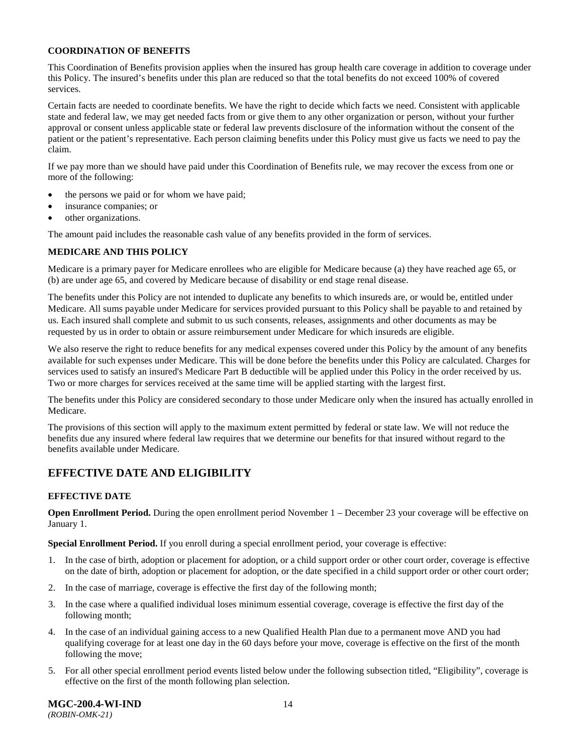**COORDINATION OF BENEFITS**

This Coordination of Benefits provision applies when the insured has group health care coverage in addition to coverage under this Policy. The insured's benefits under this plan are reduced so that the total benefits do not exceed 100% of covered services.

Certain facts are needed to coordinate benefits. We have the right to decide which facts we need. Consistent with applicable state and federal law, we may get needed facts from or give them to any other organization or person, without your further approval or consent unless applicable state or federal law prevents disclosure of the information without the consent of the patient or the patient's representative. Each person claiming benefits under this Policy must give us facts we need to pay the claim.

If we pay more than we should have paid under this Coordination of Benefits rule, we may recover the excess from one or more of the following:

- the persons we paid or for whom we have paid;
- insurance companies; or
- other organizations.

The amount paid includes the reasonable cash value of any benefits provided in the form of services.

**MEDICARE AND THIS POLICY**

Medicare is a primary payer for Medicare enrollees who are eligible for Medicare because (a) they have reached age 65, or (b) are under age 65, and covered by Medicare because of disability or end stage renal disease.

The benefits under this Policy are not intended to duplicate any benefits to which insureds are, or would be, entitled under Medicare. All sums payable under Medicare for services provided pursuant to this Policy shall be payable to and retained by us. Each insured shall complete and submit to us such consents, releases, assignments and other documents as may be requested by us in order to obtain or assure reimbursement under Medicare for which insureds are eligible.

We also reserve the right to reduce benefits for any medical expenses covered under this Policy by the amount of any benefits available for such expenses under Medicare. This will be done before the benefits under this Policy are calculated. Charges for services used to satisfy an insured's Medicare Part B deductible will be applied under this Policy in the order received by us. Two or more charges for services received at the same time will be applied starting with the largest first.

The benefits under this Policy are considered secondary to those under Medicare only when the insured has actually enrolled in Medicare.

The provisions of this section will apply to the maximum extent permitted by federal or state law. We will not reduce the benefits due any insured where federal law requires that we determine our benefits for that insured without regard to the benefits available under Medicare.

## EFFECTIVE DATE AND ELIGIBILITY

**EFFECTIVE DATE**

**Open Enrollment Period.** During the open enrollment period November 1 – December 23 your coverage will be effective on January 1.

**Special Enrollment Period.** If you enroll during a special enrollment period, your coverage is effective:

1. In the case of birth, adoption or placement for adoption, or a child support order or other court order, coverage is effective on the date of birth, adoption or placement for adoption, or the date specified in a child support order or other court order;
2. In the case of marriage, coverage is effective the first day of the following month;
3. In the case where a qualified individual loses minimum essential coverage, coverage is effective the first day of the following month;
4. In the case of an individual gaining access to a new Qualified Health Plan due to a permanent move AND you had qualifying coverage for at least one day in the 60 days before your move, coverage is effective on the first of the month following the move;
5. For all other special enrollment period events listed below under the following subsection titled, "Eligibility", coverage is effective on the first of the month following plan selection.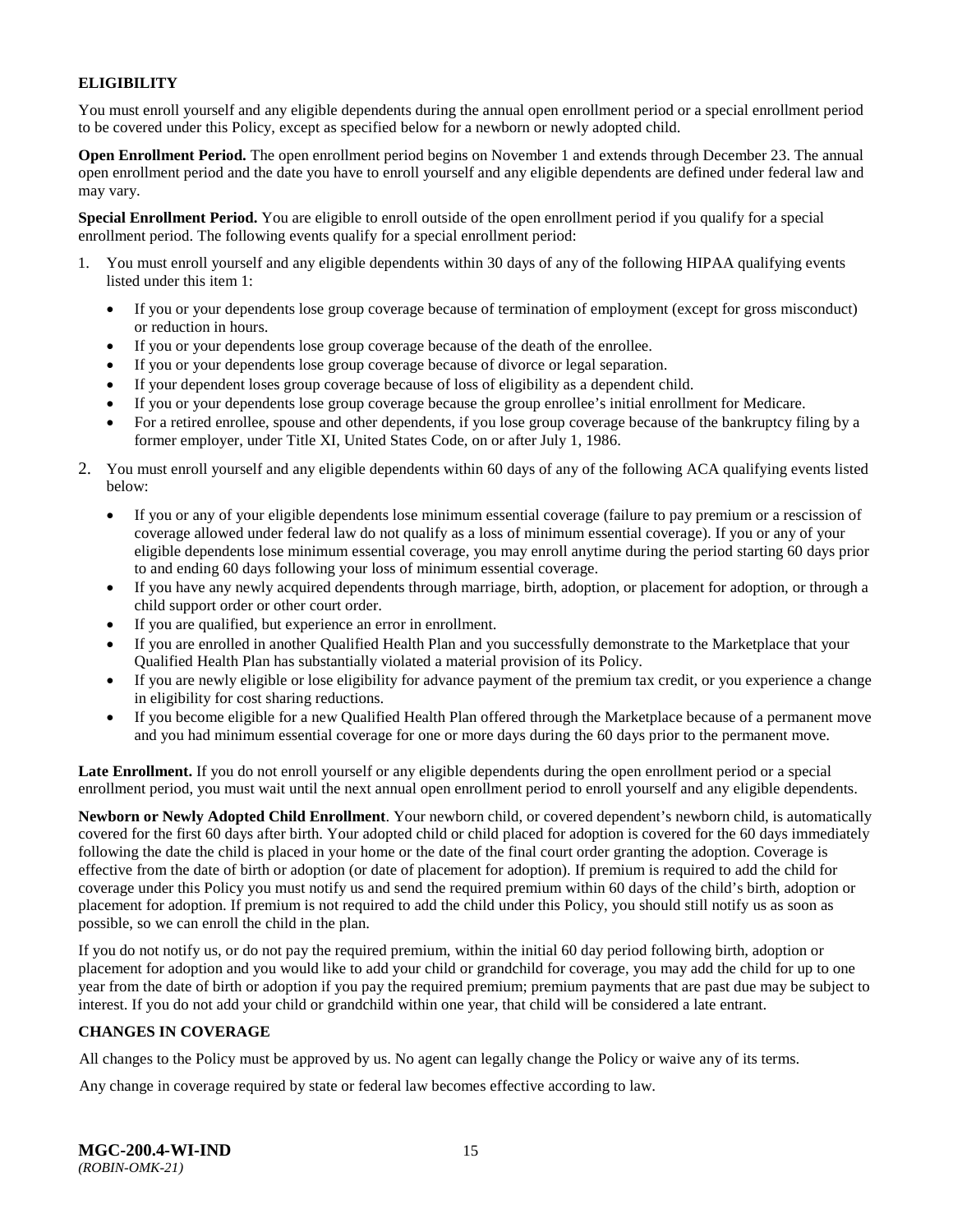## ELIGIBILITY

You must enroll yourself and any eligible dependents during the annual open enrollment period or a special enrollment period to be covered under this Policy, except as specified below for a newborn or newly adopted child.

**Open Enrollment Period.** The open enrollment period begins on November 1 and extends through December 23. The annual open enrollment period and the date you have to enroll yourself and any eligible dependents are defined under federal law and may vary.

**Special Enrollment Period.** You are eligible to enroll outside of the open enrollment period if you qualify for a special enrollment period. The following events qualify for a special enrollment period:

1. You must enroll yourself and any eligible dependents within 30 days of any of the following HIPAA qualifying events listed under this item 1:
   - If you or your dependents lose group coverage because of termination of employment (except for gross misconduct) or reduction in hours.
   - If you or your dependents lose group coverage because of the death of the enrollee.
   - If you or your dependents lose group coverage because of divorce or legal separation.
   - If your dependent loses group coverage because of loss of eligibility as a dependent child.
   - If you or your dependents lose group coverage because the group enrollee's initial enrollment for Medicare.
   - For a retired enrollee, spouse and other dependents, if you lose group coverage because of the bankruptcy filing by a former employer, under Title XI, United States Code, on or after July 1, 1986.
2. You must enroll yourself and any eligible dependents within 60 days of any of the following ACA qualifying events listed below:
   - If you or any of your eligible dependents lose minimum essential coverage (failure to pay premium or a rescission of coverage allowed under federal law do not qualify as a loss of minimum essential coverage). If you or any of your eligible dependents lose minimum essential coverage, you may enroll anytime during the period starting 60 days prior to and ending 60 days following your loss of minimum essential coverage.
   - If you have any newly acquired dependents through marriage, birth, adoption, or placement for adoption, or through a child support order or other court order.
   - If you are qualified, but experience an error in enrollment.
   - If you are enrolled in another Qualified Health Plan and you successfully demonstrate to the Marketplace that your Qualified Health Plan has substantially violated a material provision of its Policy.
   - If you are newly eligible or lose eligibility for advance payment of the premium tax credit, or you experience a change in eligibility for cost sharing reductions.
   - If you become eligible for a new Qualified Health Plan offered through the Marketplace because of a permanent move and you had minimum essential coverage for one or more days during the 60 days prior to the permanent move.

**Late Enrollment.** If you do not enroll yourself or any eligible dependents during the open enrollment period or a special enrollment period, you must wait until the next annual open enrollment period to enroll yourself and any eligible dependents.

**Newborn or Newly Adopted Child Enrollment**. Your newborn child, or covered dependent's newborn child, is automatically covered for the first 60 days after birth. Your adopted child or child placed for adoption is covered for the 60 days immediately following the date the child is placed in your home or the date of the final court order granting the adoption. Coverage is effective from the date of birth or adoption (or date of placement for adoption). If premium is required to add the child for coverage under this Policy you must notify us and send the required premium within 60 days of the child's birth, adoption or placement for adoption. If premium is not required to add the child under this Policy, you should still notify us as soon as possible, so we can enroll the child in the plan.

If you do not notify us, or do not pay the required premium, within the initial 60 day period following birth, adoption or placement for adoption and you would like to add your child or grandchild for coverage, you may add the child for up to one year from the date of birth or adoption if you pay the required premium; premium payments that are past due may be subject to interest. If you do not add your child or grandchild within one year, that child will be considered a late entrant.

## CHANGES IN COVERAGE

All changes to the Policy must be approved by us. No agent can legally change the Policy or waive any of its terms.

Any change in coverage required by state or federal law becomes effective according to law.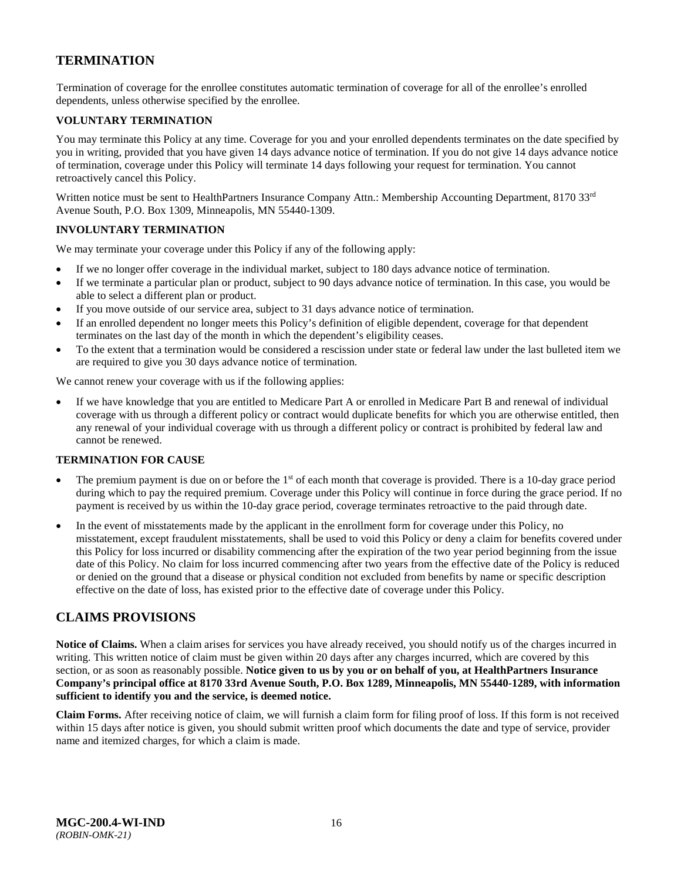## TERMINATION

Termination of coverage for the enrollee constitutes automatic termination of coverage for all of the enrollee's enrolled dependents, unless otherwise specified by the enrollee.

### VOLUNTARY TERMINATION

You may terminate this Policy at any time. Coverage for you and your enrolled dependents terminates on the date specified by you in writing, provided that you have given 14 days advance notice of termination. If you do not give 14 days advance notice of termination, coverage under this Policy will terminate 14 days following your request for termination. You cannot retroactively cancel this Policy.

Written notice must be sent to HealthPartners Insurance Company Attn.: Membership Accounting Department, 8170 33rd Avenue South, P.O. Box 1309, Minneapolis, MN 55440-1309.

### INVOLUNTARY TERMINATION

We may terminate your coverage under this Policy if any of the following apply:

- If we no longer offer coverage in the individual market, subject to 180 days advance notice of termination.
- If we terminate a particular plan or product, subject to 90 days advance notice of termination. In this case, you would be able to select a different plan or product.
- If you move outside of our service area, subject to 31 days advance notice of termination.
- If an enrolled dependent no longer meets this Policy's definition of eligible dependent, coverage for that dependent terminates on the last day of the month in which the dependent's eligibility ceases.
- To the extent that a termination would be considered a rescission under state or federal law under the last bulleted item we are required to give you 30 days advance notice of termination.

We cannot renew your coverage with us if the following applies:

- If we have knowledge that you are entitled to Medicare Part A or enrolled in Medicare Part B and renewal of individual coverage with us through a different policy or contract would duplicate benefits for which you are otherwise entitled, then any renewal of your individual coverage with us through a different policy or contract is prohibited by federal law and cannot be renewed.

### TERMINATION FOR CAUSE

- The premium payment is due on or before the 1st of each month that coverage is provided. There is a 10-day grace period during which to pay the required premium. Coverage under this Policy will continue in force during the grace period. If no payment is received by us within the 10-day grace period, coverage terminates retroactive to the paid through date.
- In the event of misstatements made by the applicant in the enrollment form for coverage under this Policy, no misstatement, except fraudulent misstatements, shall be used to void this Policy or deny a claim for benefits covered under this Policy for loss incurred or disability commencing after the expiration of the two year period beginning from the issue date of this Policy. No claim for loss incurred commencing after two years from the effective date of the Policy is reduced or denied on the ground that a disease or physical condition not excluded from benefits by name or specific description effective on the date of loss, has existed prior to the effective date of coverage under this Policy.

## CLAIMS PROVISIONS

**Notice of Claims.** When a claim arises for services you have already received, you should notify us of the charges incurred in writing. This written notice of claim must be given within 20 days after any charges incurred, which are covered by this section, or as soon as reasonably possible. **Notice given to us by you or on behalf of you, at HealthPartners Insurance Company's principal office at 8170 33rd Avenue South, P.O. Box 1289, Minneapolis, MN 55440-1289, with information sufficient to identify you and the service, is deemed notice.**

**Claim Forms.** After receiving notice of claim, we will furnish a claim form for filing proof of loss. If this form is not received within 15 days after notice is given, you should submit written proof which documents the date and type of service, provider name and itemized charges, for which a claim is made.

**MGC-200.4-WI-IND**
*(ROBIN-OMK-21)*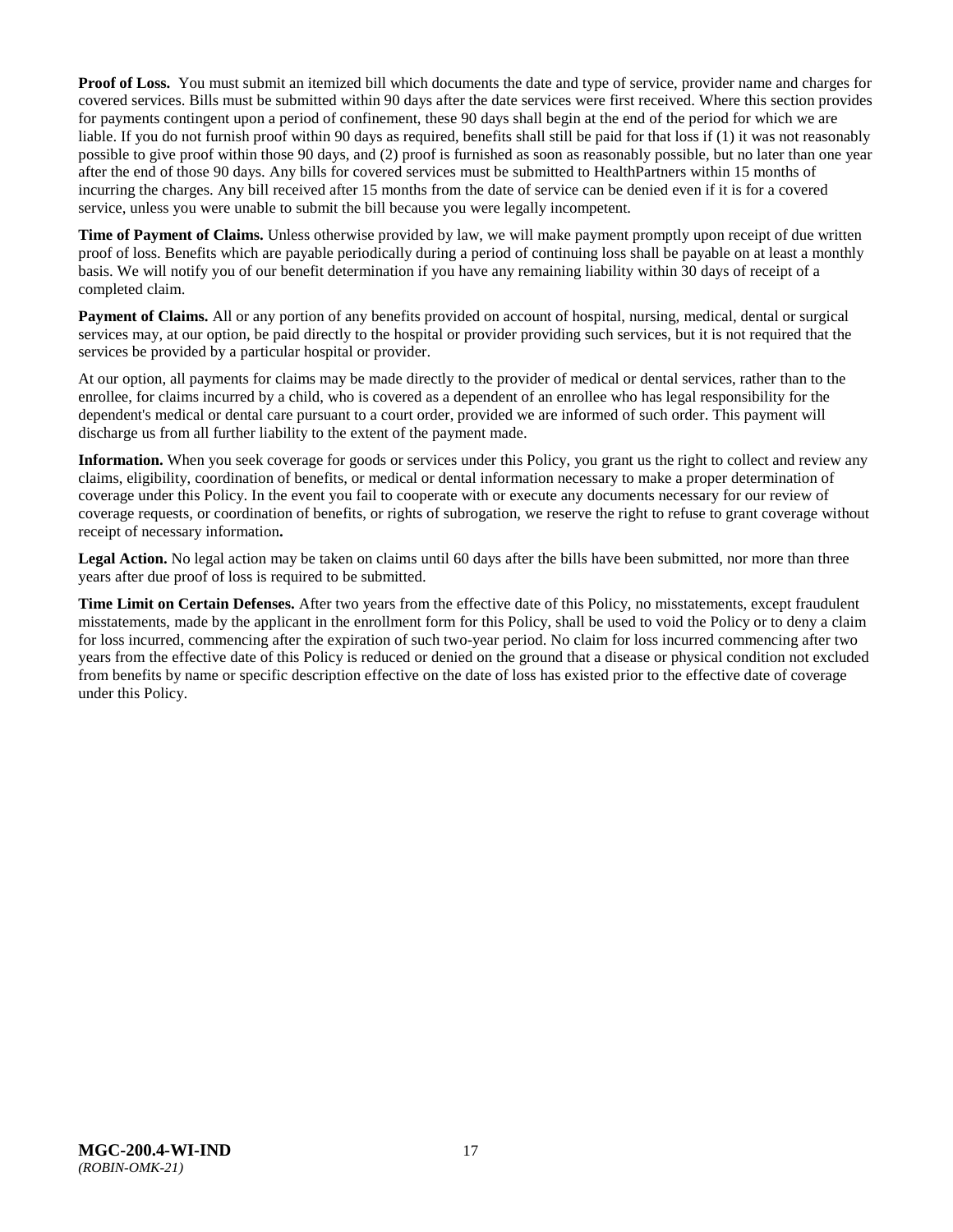**Proof of Loss.** You must submit an itemized bill which documents the date and type of service, provider name and charges for covered services. Bills must be submitted within 90 days after the date services were first received. Where this section provides for payments contingent upon a period of confinement, these 90 days shall begin at the end of the period for which we are liable. If you do not furnish proof within 90 days as required, benefits shall still be paid for that loss if (1) it was not reasonably possible to give proof within those 90 days, and (2) proof is furnished as soon as reasonably possible, but no later than one year after the end of those 90 days. Any bills for covered services must be submitted to HealthPartners within 15 months of incurring the charges. Any bill received after 15 months from the date of service can be denied even if it is for a covered service, unless you were unable to submit the bill because you were legally incompetent.

**Time of Payment of Claims.** Unless otherwise provided by law, we will make payment promptly upon receipt of due written proof of loss. Benefits which are payable periodically during a period of continuing loss shall be payable on at least a monthly basis. We will notify you of our benefit determination if you have any remaining liability within 30 days of receipt of a completed claim.

**Payment of Claims.** All or any portion of any benefits provided on account of hospital, nursing, medical, dental or surgical services may, at our option, be paid directly to the hospital or provider providing such services, but it is not required that the services be provided by a particular hospital or provider.

At our option, all payments for claims may be made directly to the provider of medical or dental services, rather than to the enrollee, for claims incurred by a child, who is covered as a dependent of an enrollee who has legal responsibility for the dependent's medical or dental care pursuant to a court order, provided we are informed of such order. This payment will discharge us from all further liability to the extent of the payment made.

**Information.** When you seek coverage for goods or services under this Policy, you grant us the right to collect and review any claims, eligibility, coordination of benefits, or medical or dental information necessary to make a proper determination of coverage under this Policy. In the event you fail to cooperate with or execute any documents necessary for our review of coverage requests, or coordination of benefits, or rights of subrogation, we reserve the right to refuse to grant coverage without receipt of necessary information**.**

**Legal Action.** No legal action may be taken on claims until 60 days after the bills have been submitted, nor more than three years after due proof of loss is required to be submitted.

**Time Limit on Certain Defenses.** After two years from the effective date of this Policy, no misstatements, except fraudulent misstatements, made by the applicant in the enrollment form for this Policy, shall be used to void the Policy or to deny a claim for loss incurred, commencing after the expiration of such two-year period. No claim for loss incurred commencing after two years from the effective date of this Policy is reduced or denied on the ground that a disease or physical condition not excluded from benefits by name or specific description effective on the date of loss has existed prior to the effective date of coverage under this Policy.